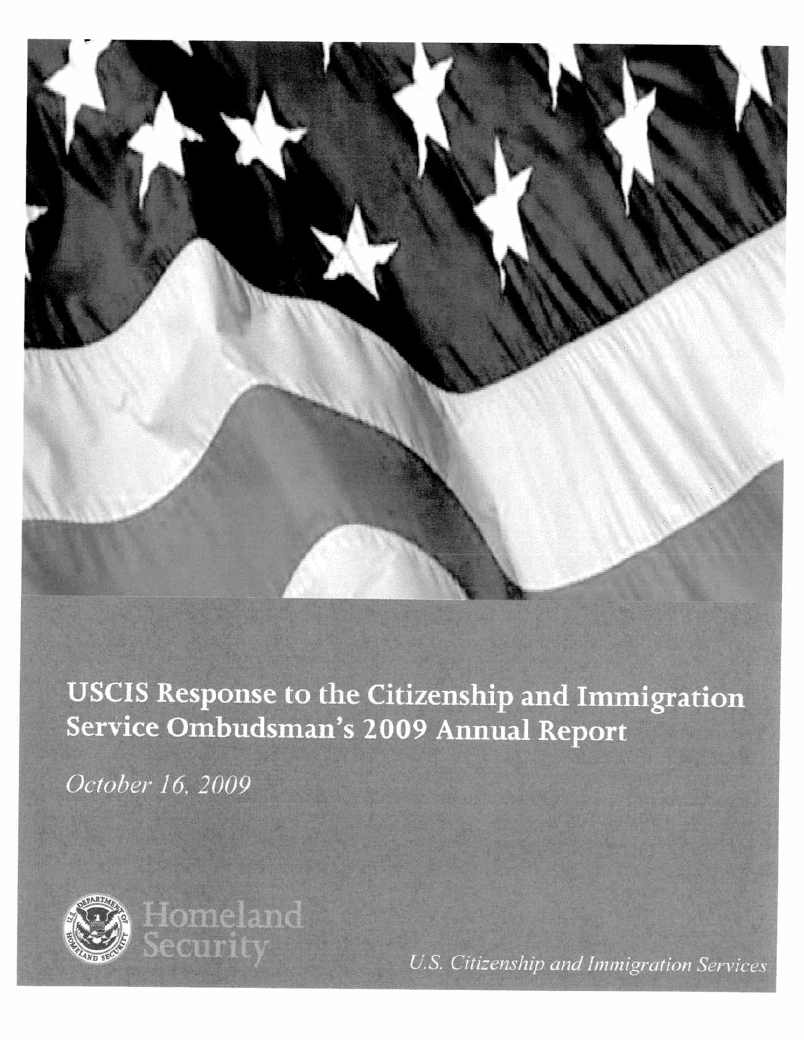# USCIS Response to the Citizenship and Immigration Service Ombudsman's 2009 Annual Report

*October 16, 2009*

Homeland Security

*U.S. Citizenship and Immigration Services*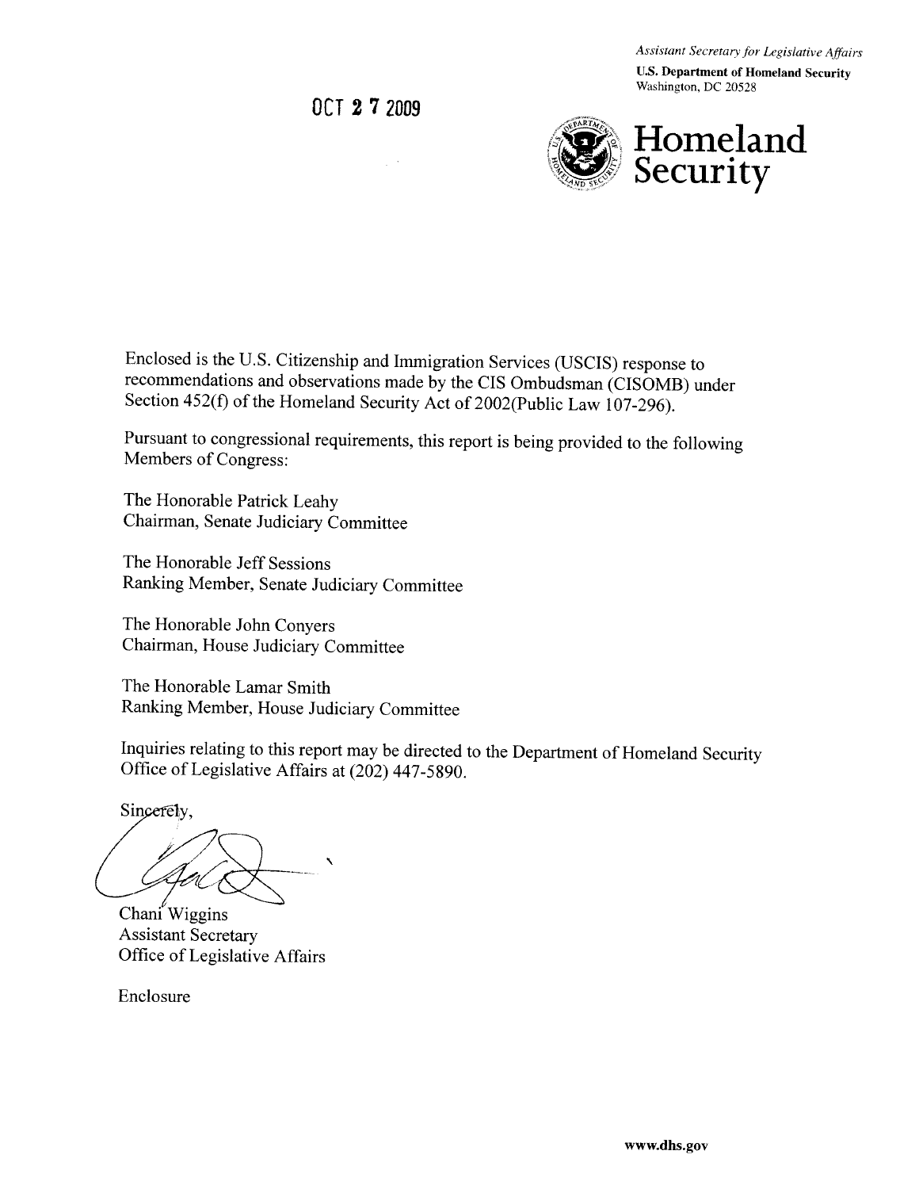*Assistant Secretary for Legislative Affairs*

**U.S. Department of Homeland Security**
Washington, DC 20528

**Homeland Security**

OCT 2 7 2009

Enclosed is the U.S. Citizenship and Immigration Services (USCIS) response to recommendations and observations made by the CIS Ombudsman (CISOMB) under Section 452(f) of the Homeland Security Act of 2002(Public Law 107-296).

Pursuant to congressional requirements, this report is being provided to the following Members of Congress:

The Honorable Patrick Leahy
Chairman, Senate Judiciary Committee

The Honorable Jeff Sessions
Ranking Member, Senate Judiciary Committee

The Honorable John Conyers
Chairman, House Judiciary Committee

The Honorable Lamar Smith
Ranking Member, House Judiciary Committee

Inquiries relating to this report may be directed to the Department of Homeland Security Office of Legislative Affairs at (202) 447-5890.

Sincerely,

Chani Wiggins
Assistant Secretary
Office of Legislative Affairs

Enclosure

www.dhs.gov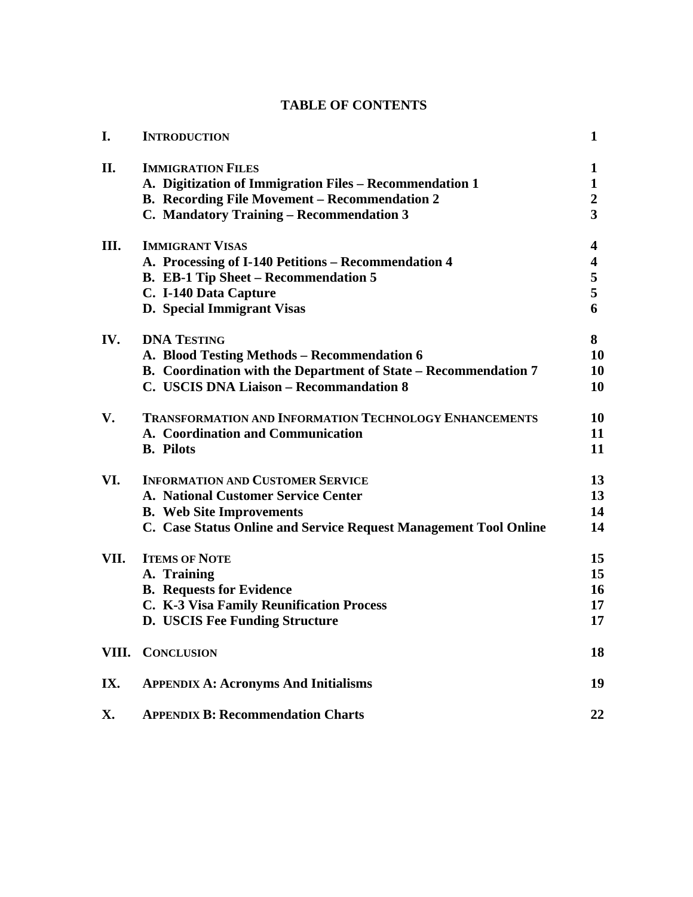# TABLE OF CONTENTS

| | | |
|---|---|---|
| **I.** | **INTRODUCTION** | **1** |
| **II.** | **IMMIGRATION FILES** | **1** |
| | **A. Digitization of Immigration Files – Recommendation 1** | **1** |
| | **B. Recording File Movement – Recommendation 2** | **2** |
| | **C. Mandatory Training – Recommendation 3** | **3** |
| **III.** | **IMMIGRANT VISAS** | **4** |
| | **A. Processing of I-140 Petitions – Recommendation 4** | **4** |
| | **B. EB-1 Tip Sheet – Recommendation 5** | **5** |
| | **C. I-140 Data Capture** | **5** |
| | **D. Special Immigrant Visas** | **6** |
| **IV.** | **DNA TESTING** | **8** |
| | **A. Blood Testing Methods – Recommendation 6** | **10** |
| | **B. Coordination with the Department of State – Recommendation 7** | **10** |
| | **C. USCIS DNA Liaison – Recommandation 8** | **10** |
| **V.** | **TRANSFORMATION AND INFORMATION TECHNOLOGY ENHANCEMENTS** | **10** |
| | **A. Coordination and Communication** | **11** |
| | **B. Pilots** | **11** |
| **VI.** | **INFORMATION AND CUSTOMER SERVICE** | **13** |
| | **A. National Customer Service Center** | **13** |
| | **B. Web Site Improvements** | **14** |
| | **C. Case Status Online and Service Request Management Tool Online** | **14** |
| **VII.** | **ITEMS OF NOTE** | **15** |
| | **A. Training** | **15** |
| | **B. Requests for Evidence** | **16** |
| | **C. K-3 Visa Family Reunification Process** | **17** |
| | **D. USCIS Fee Funding Structure** | **17** |
| **VIII.** | **CONCLUSION** | **18** |
| **IX.** | **APPENDIX A: Acronyms And Initialisms** | **19** |
| **X.** | **APPENDIX B: Recommendation Charts** | **22** |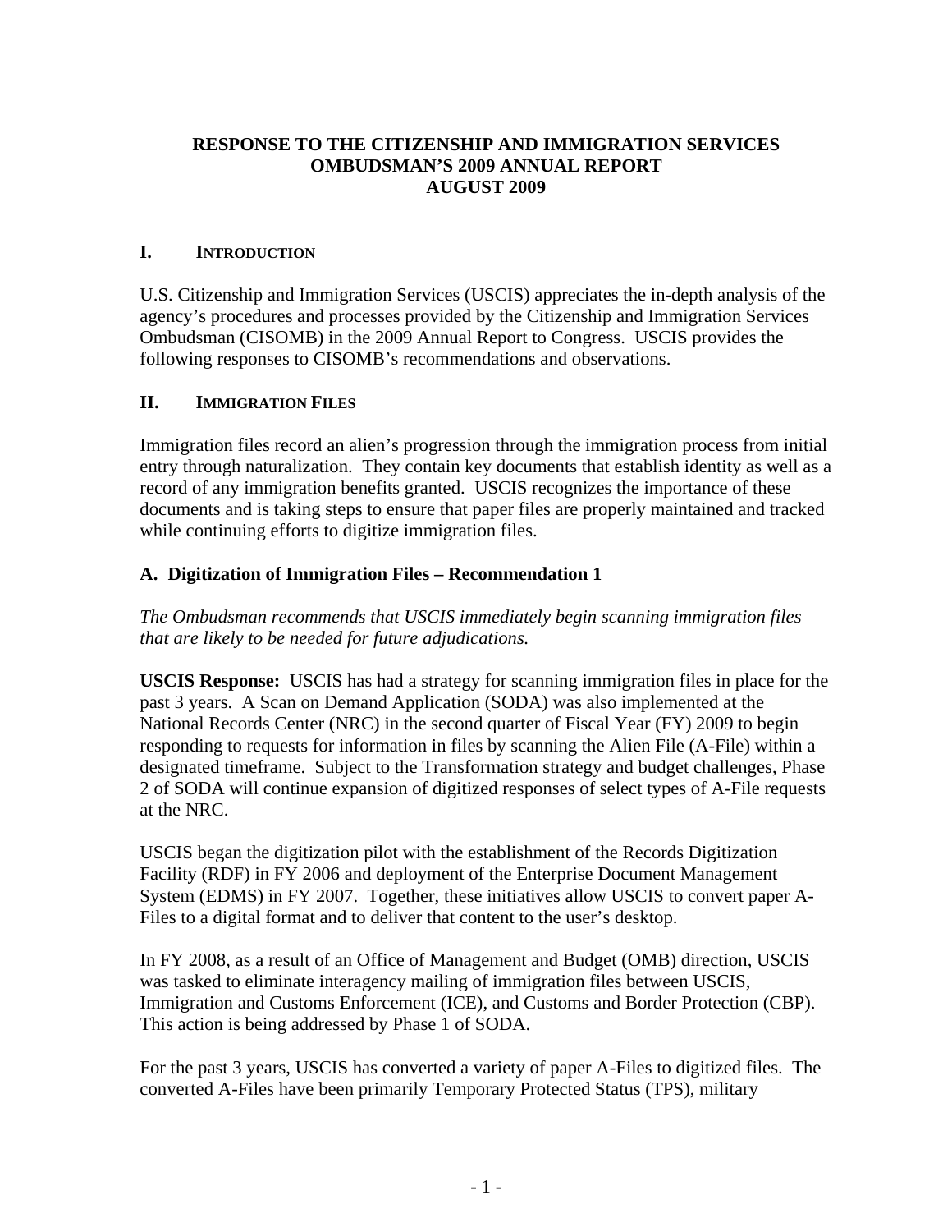**RESPONSE TO THE CITIZENSHIP AND IMMIGRATION SERVICES OMBUDSMAN'S 2009 ANNUAL REPORT AUGUST 2009**

## I. INTRODUCTION

U.S. Citizenship and Immigration Services (USCIS) appreciates the in-depth analysis of the agency's procedures and processes provided by the Citizenship and Immigration Services Ombudsman (CISOMB) in the 2009 Annual Report to Congress. USCIS provides the following responses to CISOMB's recommendations and observations.

## II. IMMIGRATION FILES

Immigration files record an alien's progression through the immigration process from initial entry through naturalization. They contain key documents that establish identity as well as a record of any immigration benefits granted. USCIS recognizes the importance of these documents and is taking steps to ensure that paper files are properly maintained and tracked while continuing efforts to digitize immigration files.

### A. Digitization of Immigration Files – Recommendation 1

*The Ombudsman recommends that USCIS immediately begin scanning immigration files that are likely to be needed for future adjudications.*

**USCIS Response:** USCIS has had a strategy for scanning immigration files in place for the past 3 years. A Scan on Demand Application (SODA) was also implemented at the National Records Center (NRC) in the second quarter of Fiscal Year (FY) 2009 to begin responding to requests for information in files by scanning the Alien File (A-File) within a designated timeframe. Subject to the Transformation strategy and budget challenges, Phase 2 of SODA will continue expansion of digitized responses of select types of A-File requests at the NRC.

USCIS began the digitization pilot with the establishment of the Records Digitization Facility (RDF) in FY 2006 and deployment of the Enterprise Document Management System (EDMS) in FY 2007. Together, these initiatives allow USCIS to convert paper A-Files to a digital format and to deliver that content to the user's desktop.

In FY 2008, as a result of an Office of Management and Budget (OMB) direction, USCIS was tasked to eliminate interagency mailing of immigration files between USCIS, Immigration and Customs Enforcement (ICE), and Customs and Border Protection (CBP). This action is being addressed by Phase 1 of SODA.

For the past 3 years, USCIS has converted a variety of paper A-Files to digitized files. The converted A-Files have been primarily Temporary Protected Status (TPS), military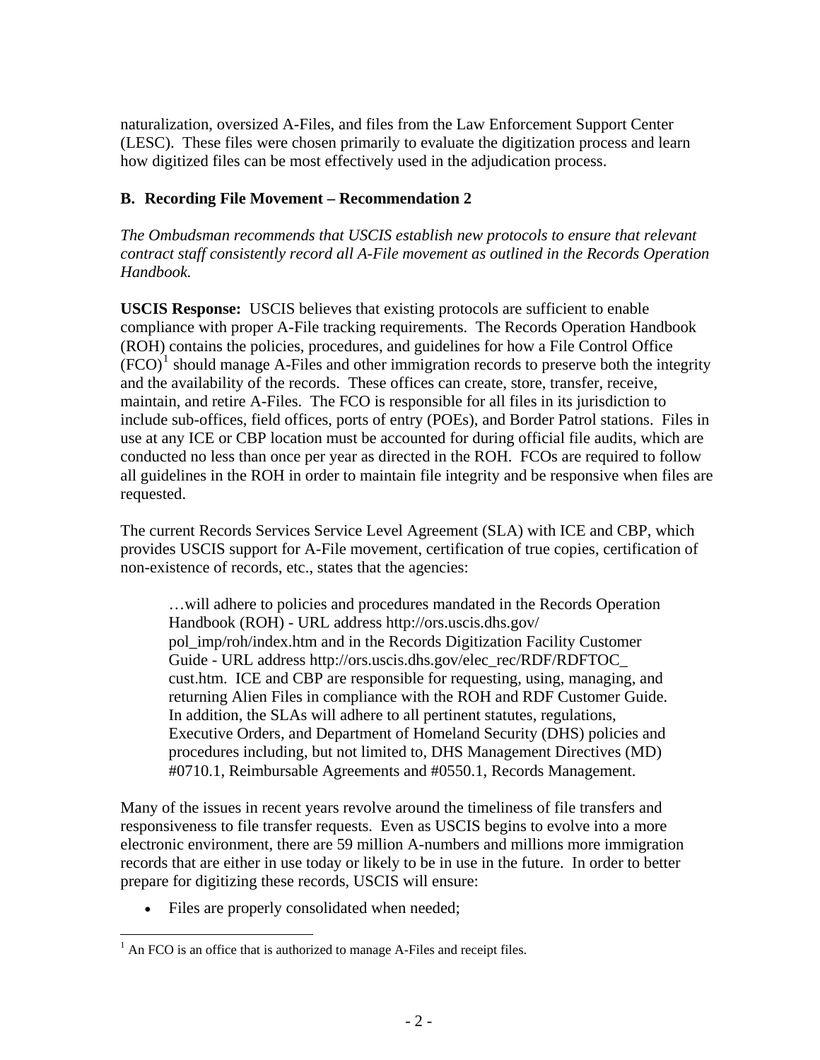naturalization, oversized A-Files, and files from the Law Enforcement Support Center (LESC). These files were chosen primarily to evaluate the digitization process and learn how digitized files can be most effectively used in the adjudication process.

### B. Recording File Movement – Recommendation 2

*The Ombudsman recommends that USCIS establish new protocols to ensure that relevant contract staff consistently record all A-File movement as outlined in the Records Operation Handbook.*

**USCIS Response:** USCIS believes that existing protocols are sufficient to enable compliance with proper A-File tracking requirements. The Records Operation Handbook (ROH) contains the policies, procedures, and guidelines for how a File Control Office (FCO)[1] should manage A-Files and other immigration records to preserve both the integrity and the availability of the records. These offices can create, store, transfer, receive, maintain, and retire A-Files. The FCO is responsible for all files in its jurisdiction to include sub-offices, field offices, ports of entry (POEs), and Border Patrol stations. Files in use at any ICE or CBP location must be accounted for during official file audits, which are conducted no less than once per year as directed in the ROH. FCOs are required to follow all guidelines in the ROH in order to maintain file integrity and be responsive when files are requested.

The current Records Services Service Level Agreement (SLA) with ICE and CBP, which provides USCIS support for A-File movement, certification of true copies, certification of non-existence of records, etc., states that the agencies:

> …will adhere to policies and procedures mandated in the Records Operation Handbook (ROH) - URL address http://ors.uscis.dhs.gov/pol_imp/roh/index.htm and in the Records Digitization Facility Customer Guide - URL address http://ors.uscis.dhs.gov/elec_rec/RDF/RDFTOC_cust.htm. ICE and CBP are responsible for requesting, using, managing, and returning Alien Files in compliance with the ROH and RDF Customer Guide. In addition, the SLAs will adhere to all pertinent statutes, regulations, Executive Orders, and Department of Homeland Security (DHS) policies and procedures including, but not limited to, DHS Management Directives (MD) #0710.1, Reimbursable Agreements and #0550.1, Records Management.

Many of the issues in recent years revolve around the timeliness of file transfers and responsiveness to file transfer requests. Even as USCIS begins to evolve into a more electronic environment, there are 59 million A-numbers and millions more immigration records that are either in use today or likely to be in use in the future. In order to better prepare for digitizing these records, USCIS will ensure:

- Files are properly consolidated when needed;

[1] An FCO is an office that is authorized to manage A-Files and receipt files.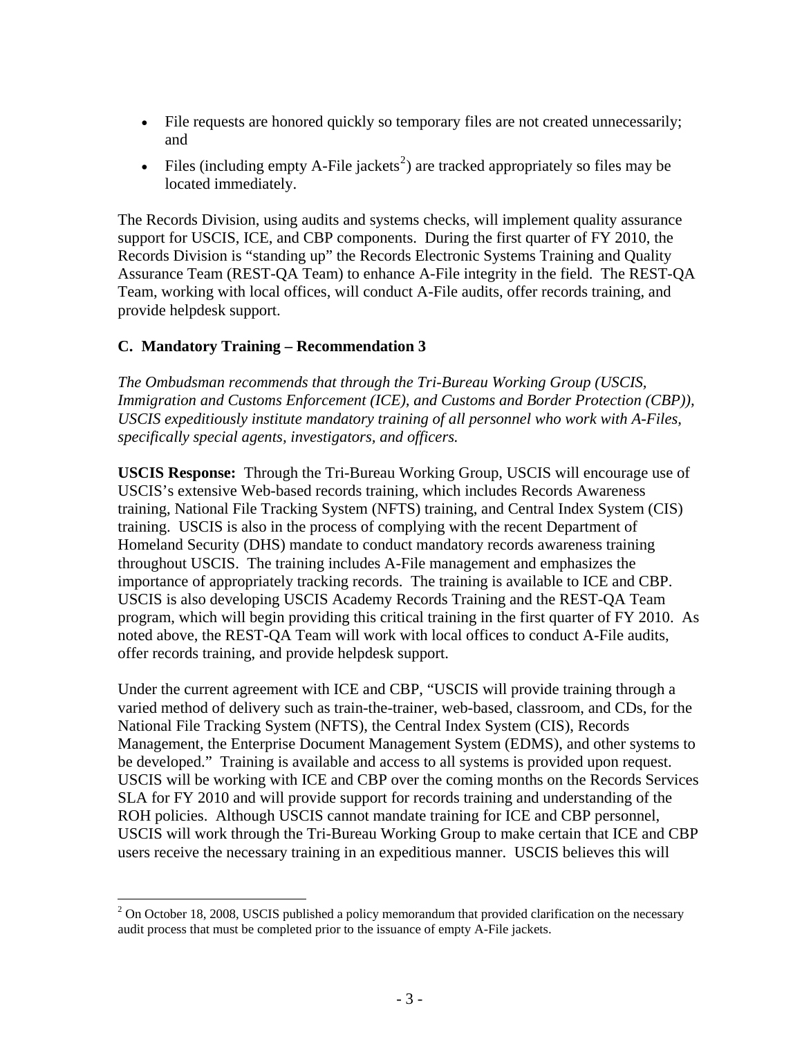- File requests are honored quickly so temporary files are not created unnecessarily; and
- Files (including empty A-File jackets[2]) are tracked appropriately so files may be located immediately.

The Records Division, using audits and systems checks, will implement quality assurance support for USCIS, ICE, and CBP components. During the first quarter of FY 2010, the Records Division is "standing up" the Records Electronic Systems Training and Quality Assurance Team (REST-QA Team) to enhance A-File integrity in the field. The REST-QA Team, working with local offices, will conduct A-File audits, offer records training, and provide helpdesk support.

### C. Mandatory Training – Recommendation 3

*The Ombudsman recommends that through the Tri-Bureau Working Group (USCIS, Immigration and Customs Enforcement (ICE), and Customs and Border Protection (CBP)), USCIS expeditiously institute mandatory training of all personnel who work with A-Files, specifically special agents, investigators, and officers.*

**USCIS Response:** Through the Tri-Bureau Working Group, USCIS will encourage use of USCIS's extensive Web-based records training, which includes Records Awareness training, National File Tracking System (NFTS) training, and Central Index System (CIS) training. USCIS is also in the process of complying with the recent Department of Homeland Security (DHS) mandate to conduct mandatory records awareness training throughout USCIS. The training includes A-File management and emphasizes the importance of appropriately tracking records. The training is available to ICE and CBP. USCIS is also developing USCIS Academy Records Training and the REST-QA Team program, which will begin providing this critical training in the first quarter of FY 2010. As noted above, the REST-QA Team will work with local offices to conduct A-File audits, offer records training, and provide helpdesk support.

Under the current agreement with ICE and CBP, "USCIS will provide training through a varied method of delivery such as train-the-trainer, web-based, classroom, and CDs, for the National File Tracking System (NFTS), the Central Index System (CIS), Records Management, the Enterprise Document Management System (EDMS), and other systems to be developed." Training is available and access to all systems is provided upon request. USCIS will be working with ICE and CBP over the coming months on the Records Services SLA for FY 2010 and will provide support for records training and understanding of the ROH policies. Although USCIS cannot mandate training for ICE and CBP personnel, USCIS will work through the Tri-Bureau Working Group to make certain that ICE and CBP users receive the necessary training in an expeditious manner. USCIS believes this will

---

[2] On October 18, 2008, USCIS published a policy memorandum that provided clarification on the necessary audit process that must be completed prior to the issuance of empty A-File jackets.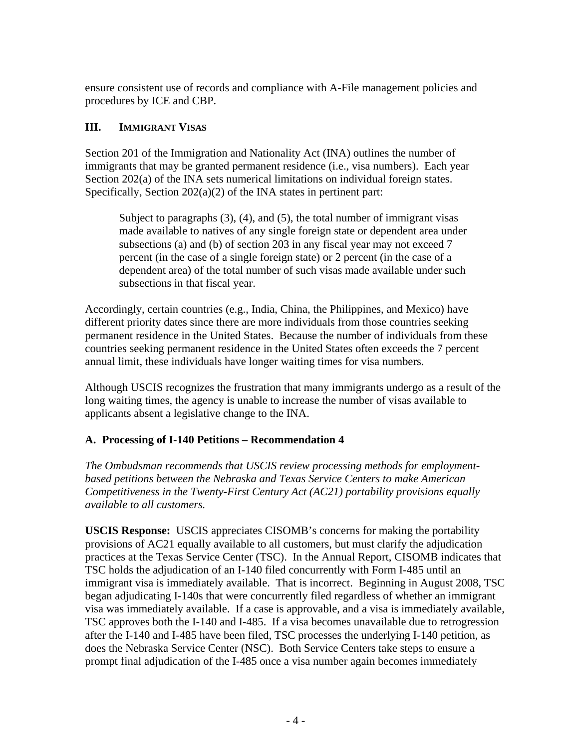ensure consistent use of records and compliance with A-File management policies and procedures by ICE and CBP.

## III. IMMIGRANT VISAS

Section 201 of the Immigration and Nationality Act (INA) outlines the number of immigrants that may be granted permanent residence (i.e., visa numbers). Each year Section 202(a) of the INA sets numerical limitations on individual foreign states. Specifically, Section 202(a)(2) of the INA states in pertinent part:

> Subject to paragraphs (3), (4), and (5), the total number of immigrant visas made available to natives of any single foreign state or dependent area under subsections (a) and (b) of section 203 in any fiscal year may not exceed 7 percent (in the case of a single foreign state) or 2 percent (in the case of a dependent area) of the total number of such visas made available under such subsections in that fiscal year.

Accordingly, certain countries (e.g., India, China, the Philippines, and Mexico) have different priority dates since there are more individuals from those countries seeking permanent residence in the United States. Because the number of individuals from these countries seeking permanent residence in the United States often exceeds the 7 percent annual limit, these individuals have longer waiting times for visa numbers.

Although USCIS recognizes the frustration that many immigrants undergo as a result of the long waiting times, the agency is unable to increase the number of visas available to applicants absent a legislative change to the INA.

### A. Processing of I-140 Petitions – Recommendation 4

*The Ombudsman recommends that USCIS review processing methods for employment-based petitions between the Nebraska and Texas Service Centers to make American Competitiveness in the Twenty-First Century Act (AC21) portability provisions equally available to all customers.*

**USCIS Response:** USCIS appreciates CISOMB's concerns for making the portability provisions of AC21 equally available to all customers, but must clarify the adjudication practices at the Texas Service Center (TSC). In the Annual Report, CISOMB indicates that TSC holds the adjudication of an I-140 filed concurrently with Form I-485 until an immigrant visa is immediately available. That is incorrect. Beginning in August 2008, TSC began adjudicating I-140s that were concurrently filed regardless of whether an immigrant visa was immediately available. If a case is approvable, and a visa is immediately available, TSC approves both the I-140 and I-485. If a visa becomes unavailable due to retrogression after the I-140 and I-485 have been filed, TSC processes the underlying I-140 petition, as does the Nebraska Service Center (NSC). Both Service Centers take steps to ensure a prompt final adjudication of the I-485 once a visa number again becomes immediately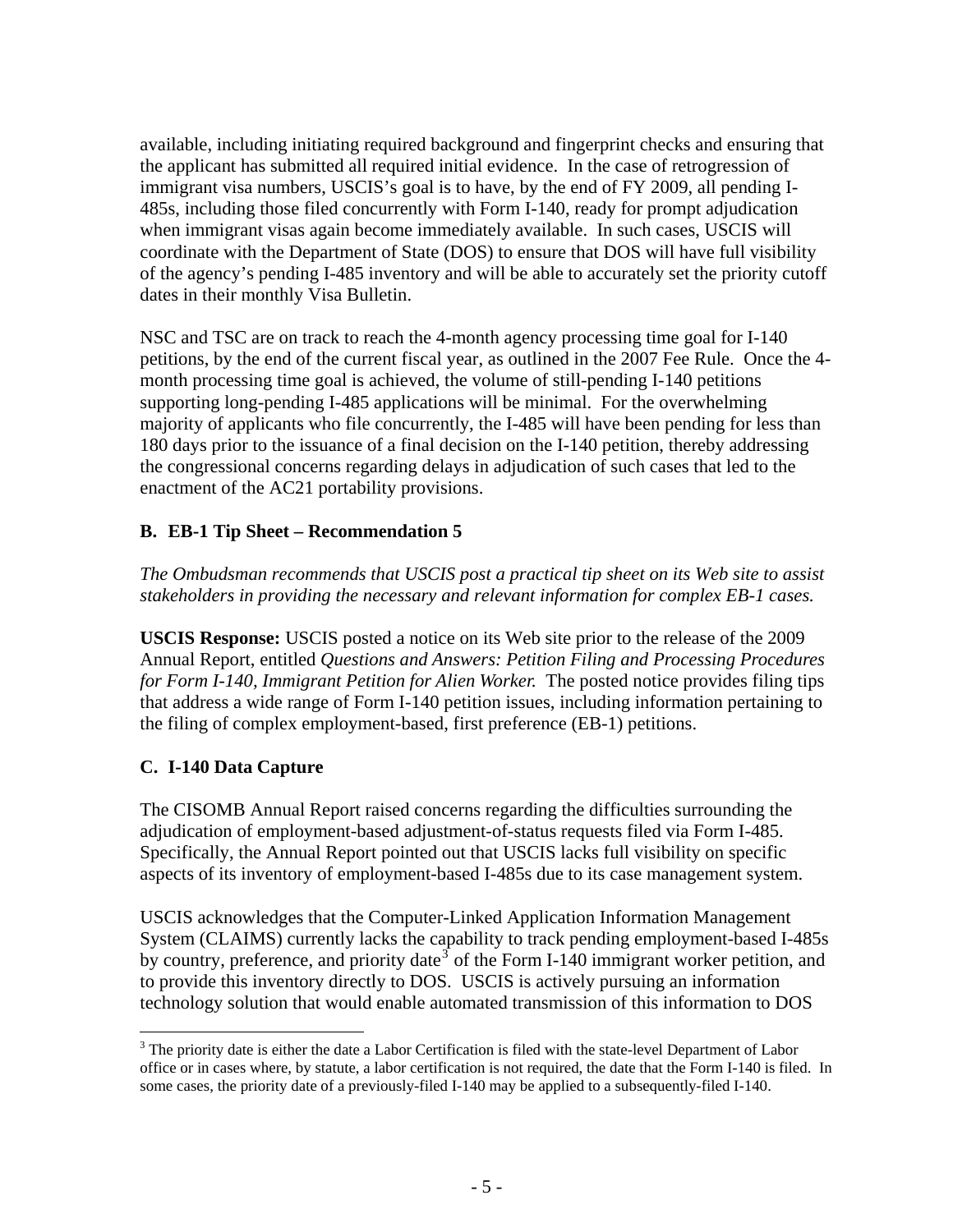available, including initiating required background and fingerprint checks and ensuring that the applicant has submitted all required initial evidence. In the case of retrogression of immigrant visa numbers, USCIS's goal is to have, by the end of FY 2009, all pending I-485s, including those filed concurrently with Form I-140, ready for prompt adjudication when immigrant visas again become immediately available. In such cases, USCIS will coordinate with the Department of State (DOS) to ensure that DOS will have full visibility of the agency's pending I-485 inventory and will be able to accurately set the priority cutoff dates in their monthly Visa Bulletin.

NSC and TSC are on track to reach the 4-month agency processing time goal for I-140 petitions, by the end of the current fiscal year, as outlined in the 2007 Fee Rule. Once the 4-month processing time goal is achieved, the volume of still-pending I-140 petitions supporting long-pending I-485 applications will be minimal. For the overwhelming majority of applicants who file concurrently, the I-485 will have been pending for less than 180 days prior to the issuance of a final decision on the I-140 petition, thereby addressing the congressional concerns regarding delays in adjudication of such cases that led to the enactment of the AC21 portability provisions.

### B. EB-1 Tip Sheet – Recommendation 5

*The Ombudsman recommends that USCIS post a practical tip sheet on its Web site to assist stakeholders in providing the necessary and relevant information for complex EB-1 cases.*

**USCIS Response:** USCIS posted a notice on its Web site prior to the release of the 2009 Annual Report, entitled *Questions and Answers: Petition Filing and Processing Procedures for Form I-140, Immigrant Petition for Alien Worker.* The posted notice provides filing tips that address a wide range of Form I-140 petition issues, including information pertaining to the filing of complex employment-based, first preference (EB-1) petitions.

### C. I-140 Data Capture

The CISOMB Annual Report raised concerns regarding the difficulties surrounding the adjudication of employment-based adjustment-of-status requests filed via Form I-485. Specifically, the Annual Report pointed out that USCIS lacks full visibility on specific aspects of its inventory of employment-based I-485s due to its case management system.

USCIS acknowledges that the Computer-Linked Application Information Management System (CLAIMS) currently lacks the capability to track pending employment-based I-485s by country, preference, and priority date[3] of the Form I-140 immigrant worker petition, and to provide this inventory directly to DOS. USCIS is actively pursuing an information technology solution that would enable automated transmission of this information to DOS

[3] The priority date is either the date a Labor Certification is filed with the state-level Department of Labor office or in cases where, by statute, a labor certification is not required, the date that the Form I-140 is filed. In some cases, the priority date of a previously-filed I-140 may be applied to a subsequently-filed I-140.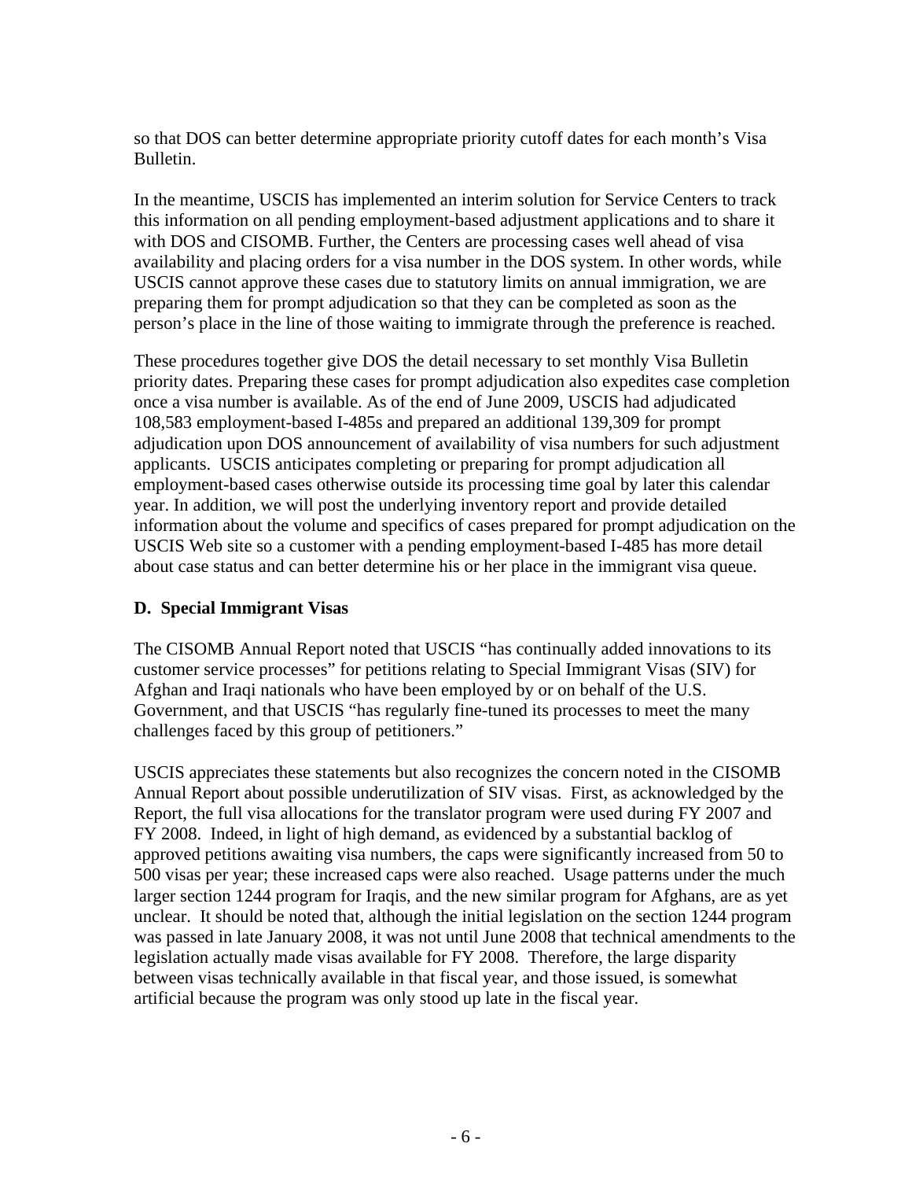so that DOS can better determine appropriate priority cutoff dates for each month's Visa Bulletin.

In the meantime, USCIS has implemented an interim solution for Service Centers to track this information on all pending employment-based adjustment applications and to share it with DOS and CISOMB. Further, the Centers are processing cases well ahead of visa availability and placing orders for a visa number in the DOS system. In other words, while USCIS cannot approve these cases due to statutory limits on annual immigration, we are preparing them for prompt adjudication so that they can be completed as soon as the person's place in the line of those waiting to immigrate through the preference is reached.

These procedures together give DOS the detail necessary to set monthly Visa Bulletin priority dates. Preparing these cases for prompt adjudication also expedites case completion once a visa number is available. As of the end of June 2009, USCIS had adjudicated 108,583 employment-based I-485s and prepared an additional 139,309 for prompt adjudication upon DOS announcement of availability of visa numbers for such adjustment applicants. USCIS anticipates completing or preparing for prompt adjudication all employment-based cases otherwise outside its processing time goal by later this calendar year. In addition, we will post the underlying inventory report and provide detailed information about the volume and specifics of cases prepared for prompt adjudication on the USCIS Web site so a customer with a pending employment-based I-485 has more detail about case status and can better determine his or her place in the immigrant visa queue.

**D. Special Immigrant Visas**

The CISOMB Annual Report noted that USCIS "has continually added innovations to its customer service processes" for petitions relating to Special Immigrant Visas (SIV) for Afghan and Iraqi nationals who have been employed by or on behalf of the U.S. Government, and that USCIS "has regularly fine-tuned its processes to meet the many challenges faced by this group of petitioners."

USCIS appreciates these statements but also recognizes the concern noted in the CISOMB Annual Report about possible underutilization of SIV visas. First, as acknowledged by the Report, the full visa allocations for the translator program were used during FY 2007 and FY 2008. Indeed, in light of high demand, as evidenced by a substantial backlog of approved petitions awaiting visa numbers, the caps were significantly increased from 50 to 500 visas per year; these increased caps were also reached. Usage patterns under the much larger section 1244 program for Iraqis, and the new similar program for Afghans, are as yet unclear. It should be noted that, although the initial legislation on the section 1244 program was passed in late January 2008, it was not until June 2008 that technical amendments to the legislation actually made visas available for FY 2008. Therefore, the large disparity between visas technically available in that fiscal year, and those issued, is somewhat artificial because the program was only stood up late in the fiscal year.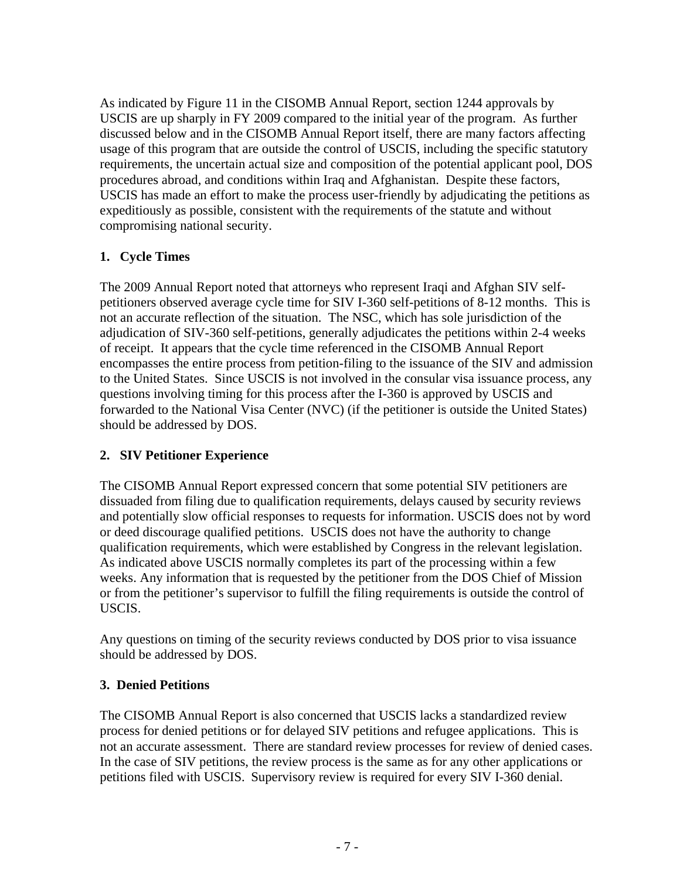As indicated by Figure 11 in the CISOMB Annual Report, section 1244 approvals by USCIS are up sharply in FY 2009 compared to the initial year of the program. As further discussed below and in the CISOMB Annual Report itself, there are many factors affecting usage of this program that are outside the control of USCIS, including the specific statutory requirements, the uncertain actual size and composition of the potential applicant pool, DOS procedures abroad, and conditions within Iraq and Afghanistan. Despite these factors, USCIS has made an effort to make the process user-friendly by adjudicating the petitions as expeditiously as possible, consistent with the requirements of the statute and without compromising national security.

**1. Cycle Times**

The 2009 Annual Report noted that attorneys who represent Iraqi and Afghan SIV self-petitioners observed average cycle time for SIV I-360 self-petitions of 8-12 months. This is not an accurate reflection of the situation. The NSC, which has sole jurisdiction of the adjudication of SIV-360 self-petitions, generally adjudicates the petitions within 2-4 weeks of receipt. It appears that the cycle time referenced in the CISOMB Annual Report encompasses the entire process from petition-filing to the issuance of the SIV and admission to the United States. Since USCIS is not involved in the consular visa issuance process, any questions involving timing for this process after the I-360 is approved by USCIS and forwarded to the National Visa Center (NVC) (if the petitioner is outside the United States) should be addressed by DOS.

**2. SIV Petitioner Experience**

The CISOMB Annual Report expressed concern that some potential SIV petitioners are dissuaded from filing due to qualification requirements, delays caused by security reviews and potentially slow official responses to requests for information. USCIS does not by word or deed discourage qualified petitions. USCIS does not have the authority to change qualification requirements, which were established by Congress in the relevant legislation. As indicated above USCIS normally completes its part of the processing within a few weeks. Any information that is requested by the petitioner from the DOS Chief of Mission or from the petitioner's supervisor to fulfill the filing requirements is outside the control of USCIS.

Any questions on timing of the security reviews conducted by DOS prior to visa issuance should be addressed by DOS.

**3. Denied Petitions**

The CISOMB Annual Report is also concerned that USCIS lacks a standardized review process for denied petitions or for delayed SIV petitions and refugee applications. This is not an accurate assessment. There are standard review processes for review of denied cases. In the case of SIV petitions, the review process is the same as for any other applications or petitions filed with USCIS. Supervisory review is required for every SIV I-360 denial.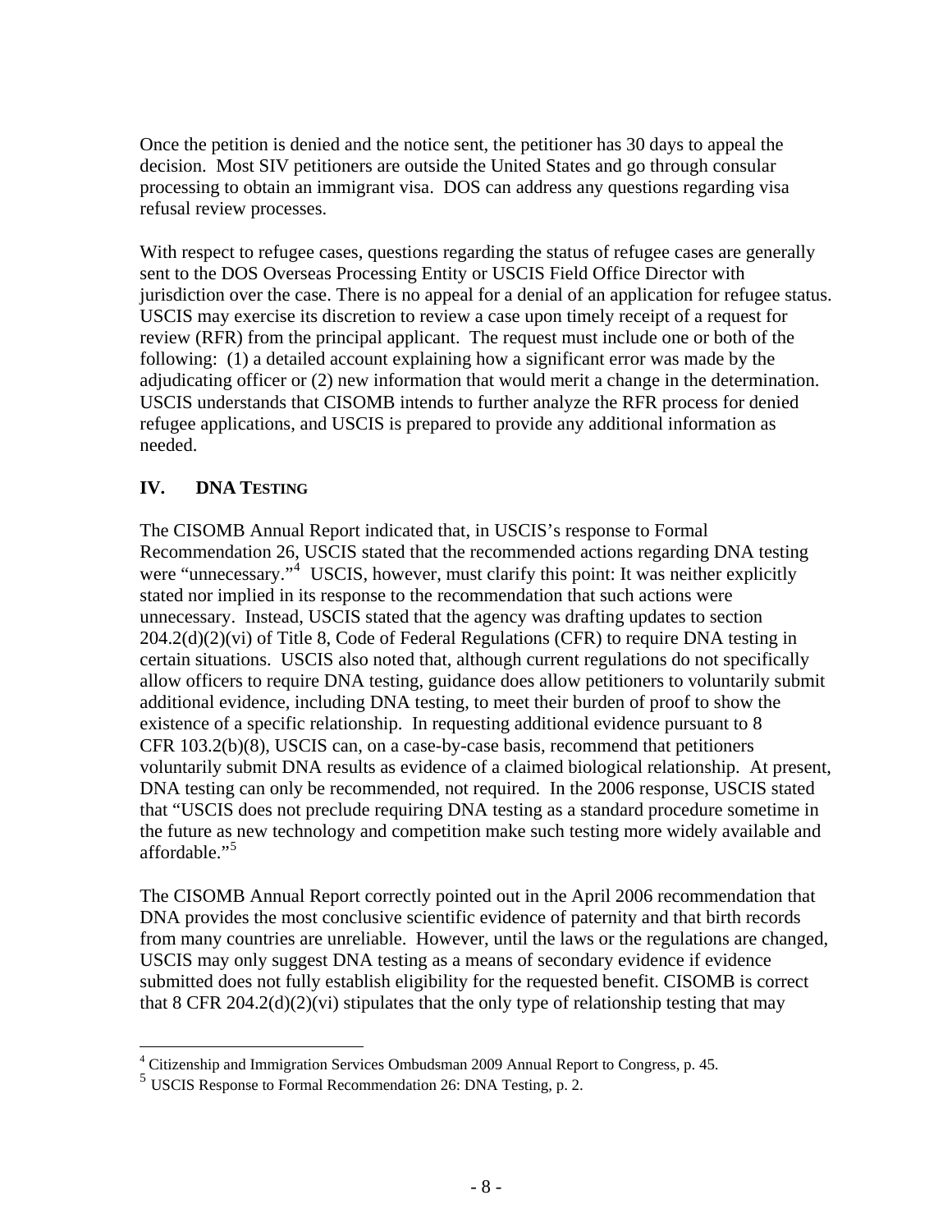Once the petition is denied and the notice sent, the petitioner has 30 days to appeal the decision. Most SIV petitioners are outside the United States and go through consular processing to obtain an immigrant visa. DOS can address any questions regarding visa refusal review processes.

With respect to refugee cases, questions regarding the status of refugee cases are generally sent to the DOS Overseas Processing Entity or USCIS Field Office Director with jurisdiction over the case. There is no appeal for a denial of an application for refugee status. USCIS may exercise its discretion to review a case upon timely receipt of a request for review (RFR) from the principal applicant. The request must include one or both of the following: (1) a detailed account explaining how a significant error was made by the adjudicating officer or (2) new information that would merit a change in the determination. USCIS understands that CISOMB intends to further analyze the RFR process for denied refugee applications, and USCIS is prepared to provide any additional information as needed.

## IV. DNA TESTING

The CISOMB Annual Report indicated that, in USCIS's response to Formal Recommendation 26, USCIS stated that the recommended actions regarding DNA testing were "unnecessary."[4] USCIS, however, must clarify this point: It was neither explicitly stated nor implied in its response to the recommendation that such actions were unnecessary. Instead, USCIS stated that the agency was drafting updates to section 204.2(d)(2)(vi) of Title 8, Code of Federal Regulations (CFR) to require DNA testing in certain situations. USCIS also noted that, although current regulations do not specifically allow officers to require DNA testing, guidance does allow petitioners to voluntarily submit additional evidence, including DNA testing, to meet their burden of proof to show the existence of a specific relationship. In requesting additional evidence pursuant to 8 CFR 103.2(b)(8), USCIS can, on a case-by-case basis, recommend that petitioners voluntarily submit DNA results as evidence of a claimed biological relationship. At present, DNA testing can only be recommended, not required. In the 2006 response, USCIS stated that "USCIS does not preclude requiring DNA testing as a standard procedure sometime in the future as new technology and competition make such testing more widely available and affordable."[5]

The CISOMB Annual Report correctly pointed out in the April 2006 recommendation that DNA provides the most conclusive scientific evidence of paternity and that birth records from many countries are unreliable. However, until the laws or the regulations are changed, USCIS may only suggest DNA testing as a means of secondary evidence if evidence submitted does not fully establish eligibility for the requested benefit. CISOMB is correct that 8 CFR 204.2(d)(2)(vi) stipulates that the only type of relationship testing that may

---

[4] Citizenship and Immigration Services Ombudsman 2009 Annual Report to Congress, p. 45.

[5] USCIS Response to Formal Recommendation 26: DNA Testing, p. 2.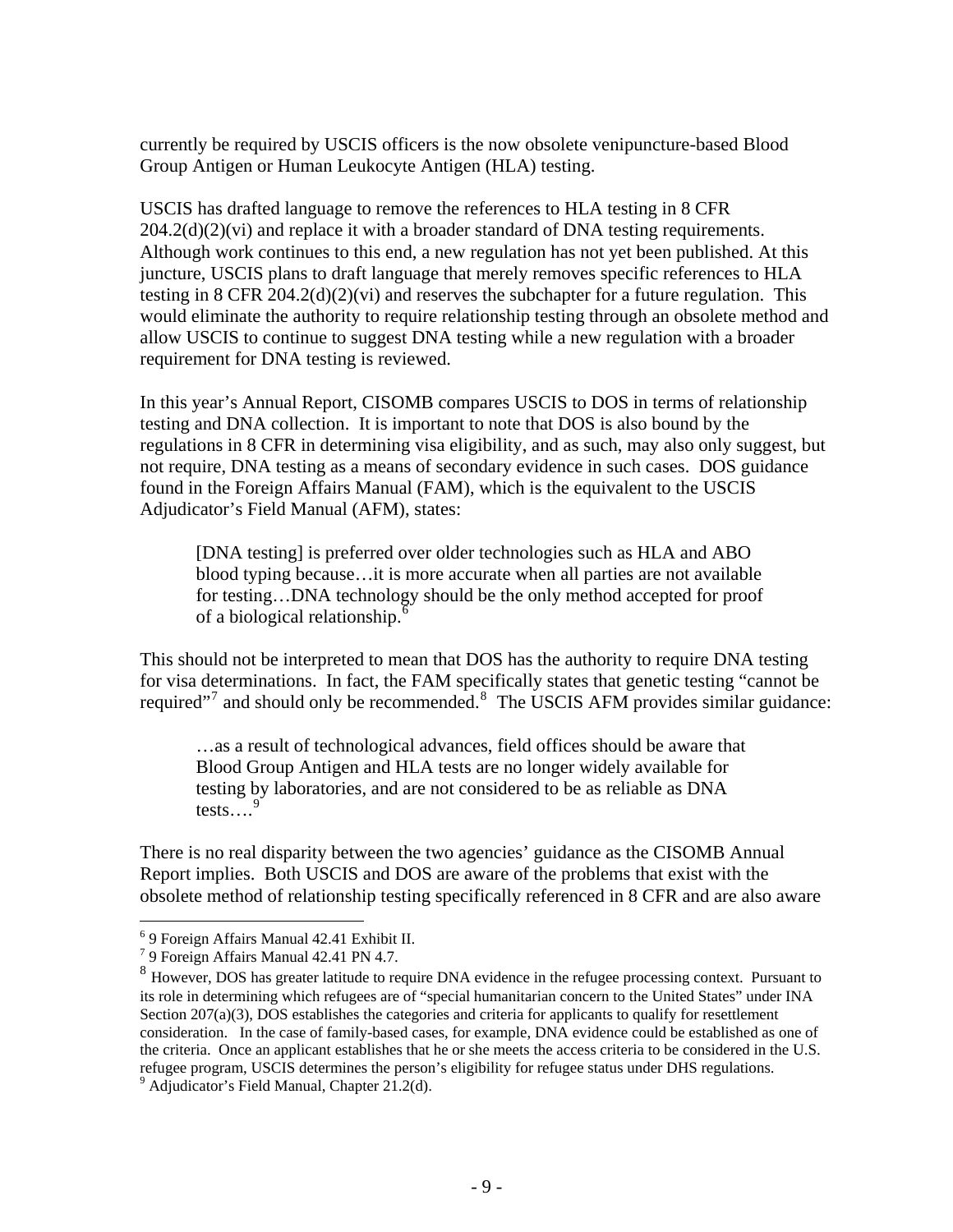currently be required by USCIS officers is the now obsolete venipuncture-based Blood Group Antigen or Human Leukocyte Antigen (HLA) testing.

USCIS has drafted language to remove the references to HLA testing in 8 CFR 204.2(d)(2)(vi) and replace it with a broader standard of DNA testing requirements. Although work continues to this end, a new regulation has not yet been published. At this juncture, USCIS plans to draft language that merely removes specific references to HLA testing in 8 CFR 204.2(d)(2)(vi) and reserves the subchapter for a future regulation. This would eliminate the authority to require relationship testing through an obsolete method and allow USCIS to continue to suggest DNA testing while a new regulation with a broader requirement for DNA testing is reviewed.

In this year's Annual Report, CISOMB compares USCIS to DOS in terms of relationship testing and DNA collection. It is important to note that DOS is also bound by the regulations in 8 CFR in determining visa eligibility, and as such, may also only suggest, but not require, DNA testing as a means of secondary evidence in such cases. DOS guidance found in the Foreign Affairs Manual (FAM), which is the equivalent to the USCIS Adjudicator's Field Manual (AFM), states:

> [DNA testing] is preferred over older technologies such as HLA and ABO blood typing because…it is more accurate when all parties are not available for testing…DNA technology should be the only method accepted for proof of a biological relationship.[6]

This should not be interpreted to mean that DOS has the authority to require DNA testing for visa determinations. In fact, the FAM specifically states that genetic testing "cannot be required"[7] and should only be recommended.[8] The USCIS AFM provides similar guidance:

> …as a result of technological advances, field offices should be aware that Blood Group Antigen and HLA tests are no longer widely available for testing by laboratories, and are not considered to be as reliable as DNA tests….[9]

There is no real disparity between the two agencies' guidance as the CISOMB Annual Report implies. Both USCIS and DOS are aware of the problems that exist with the obsolete method of relationship testing specifically referenced in 8 CFR and are also aware

---

[6] 9 Foreign Affairs Manual 42.41 Exhibit II.

[7] 9 Foreign Affairs Manual 42.41 PN 4.7.

[8] However, DOS has greater latitude to require DNA evidence in the refugee processing context. Pursuant to its role in determining which refugees are of "special humanitarian concern to the United States" under INA Section 207(a)(3), DOS establishes the categories and criteria for applicants to qualify for resettlement consideration. In the case of family-based cases, for example, DNA evidence could be established as one of the criteria. Once an applicant establishes that he or she meets the access criteria to be considered in the U.S. refugee program, USCIS determines the person's eligibility for refugee status under DHS regulations.

[9] Adjudicator's Field Manual, Chapter 21.2(d).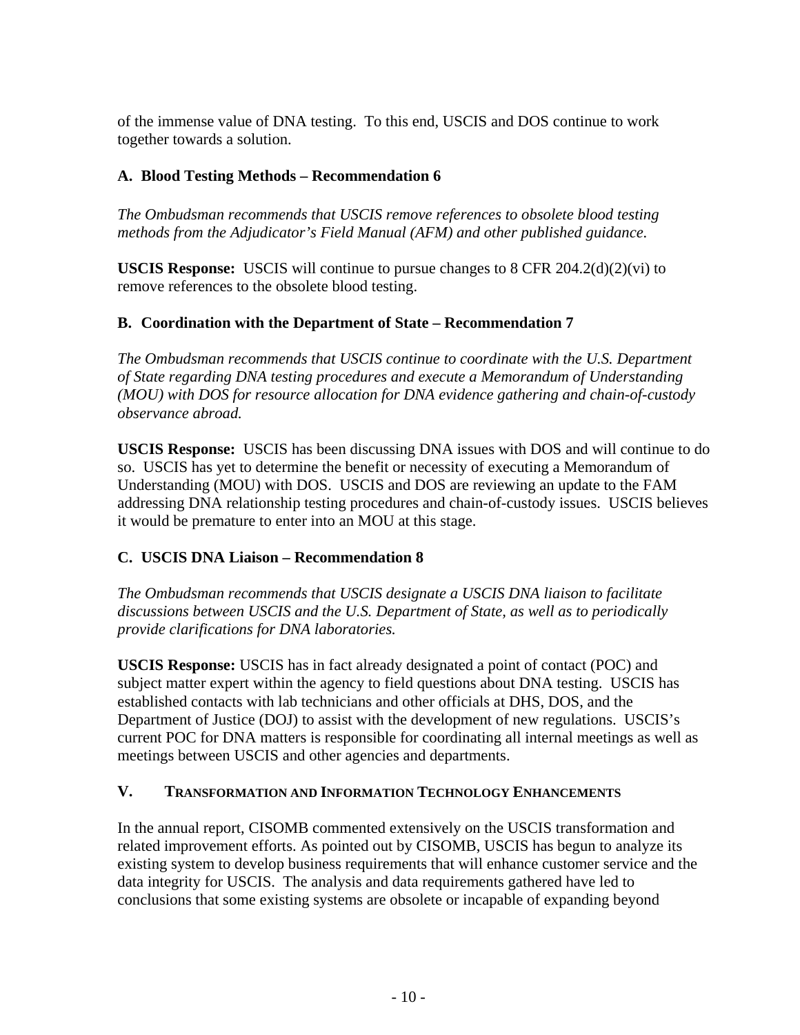of the immense value of DNA testing.  To this end, USCIS and DOS continue to work together towards a solution.

### A.  Blood Testing Methods – Recommendation 6

*The Ombudsman recommends that USCIS remove references to obsolete blood testing methods from the Adjudicator's Field Manual (AFM) and other published guidance.*

**USCIS Response:**  USCIS will continue to pursue changes to 8 CFR 204.2(d)(2)(vi) to remove references to the obsolete blood testing.

### B.  Coordination with the Department of State – Recommendation 7

*The Ombudsman recommends that USCIS continue to coordinate with the U.S. Department of State regarding DNA testing procedures and execute a Memorandum of Understanding (MOU) with DOS for resource allocation for DNA evidence gathering and chain-of-custody observance abroad.*

**USCIS Response:**  USCIS has been discussing DNA issues with DOS and will continue to do so.  USCIS has yet to determine the benefit or necessity of executing a Memorandum of Understanding (MOU) with DOS.  USCIS and DOS are reviewing an update to the FAM addressing DNA relationship testing procedures and chain-of-custody issues.  USCIS believes it would be premature to enter into an MOU at this stage.

### C.  USCIS DNA Liaison – Recommendation 8

*The Ombudsman recommends that USCIS designate a USCIS DNA liaison to facilitate discussions between USCIS and the U.S. Department of State, as well as to periodically provide clarifications for DNA laboratories.*

**USCIS Response:** USCIS has in fact already designated a point of contact (POC) and subject matter expert within the agency to field questions about DNA testing.  USCIS has established contacts with lab technicians and other officials at DHS, DOS, and the Department of Justice (DOJ) to assist with the development of new regulations.  USCIS's current POC for DNA matters is responsible for coordinating all internal meetings as well as meetings between USCIS and other agencies and departments.

## V. TRANSFORMATION AND INFORMATION TECHNOLOGY ENHANCEMENTS

In the annual report, CISOMB commented extensively on the USCIS transformation and related improvement efforts. As pointed out by CISOMB, USCIS has begun to analyze its existing system to develop business requirements that will enhance customer service and the data integrity for USCIS.  The analysis and data requirements gathered have led to conclusions that some existing systems are obsolete or incapable of expanding beyond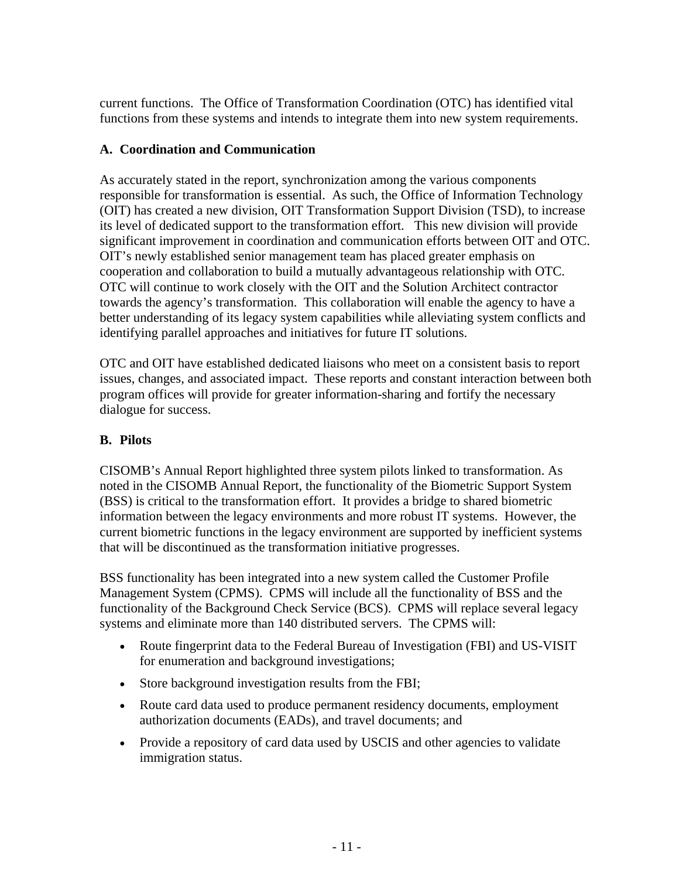current functions. The Office of Transformation Coordination (OTC) has identified vital functions from these systems and intends to integrate them into new system requirements.

### A. Coordination and Communication

As accurately stated in the report, synchronization among the various components responsible for transformation is essential. As such, the Office of Information Technology (OIT) has created a new division, OIT Transformation Support Division (TSD), to increase its level of dedicated support to the transformation effort. This new division will provide significant improvement in coordination and communication efforts between OIT and OTC. OIT's newly established senior management team has placed greater emphasis on cooperation and collaboration to build a mutually advantageous relationship with OTC. OTC will continue to work closely with the OIT and the Solution Architect contractor towards the agency's transformation. This collaboration will enable the agency to have a better understanding of its legacy system capabilities while alleviating system conflicts and identifying parallel approaches and initiatives for future IT solutions.

OTC and OIT have established dedicated liaisons who meet on a consistent basis to report issues, changes, and associated impact. These reports and constant interaction between both program offices will provide for greater information-sharing and fortify the necessary dialogue for success.

### B. Pilots

CISOMB's Annual Report highlighted three system pilots linked to transformation. As noted in the CISOMB Annual Report, the functionality of the Biometric Support System (BSS) is critical to the transformation effort. It provides a bridge to shared biometric information between the legacy environments and more robust IT systems. However, the current biometric functions in the legacy environment are supported by inefficient systems that will be discontinued as the transformation initiative progresses.

BSS functionality has been integrated into a new system called the Customer Profile Management System (CPMS). CPMS will include all the functionality of BSS and the functionality of the Background Check Service (BCS). CPMS will replace several legacy systems and eliminate more than 140 distributed servers. The CPMS will:

- Route fingerprint data to the Federal Bureau of Investigation (FBI) and US-VISIT for enumeration and background investigations;
- Store background investigation results from the FBI;
- Route card data used to produce permanent residency documents, employment authorization documents (EADs), and travel documents; and
- Provide a repository of card data used by USCIS and other agencies to validate immigration status.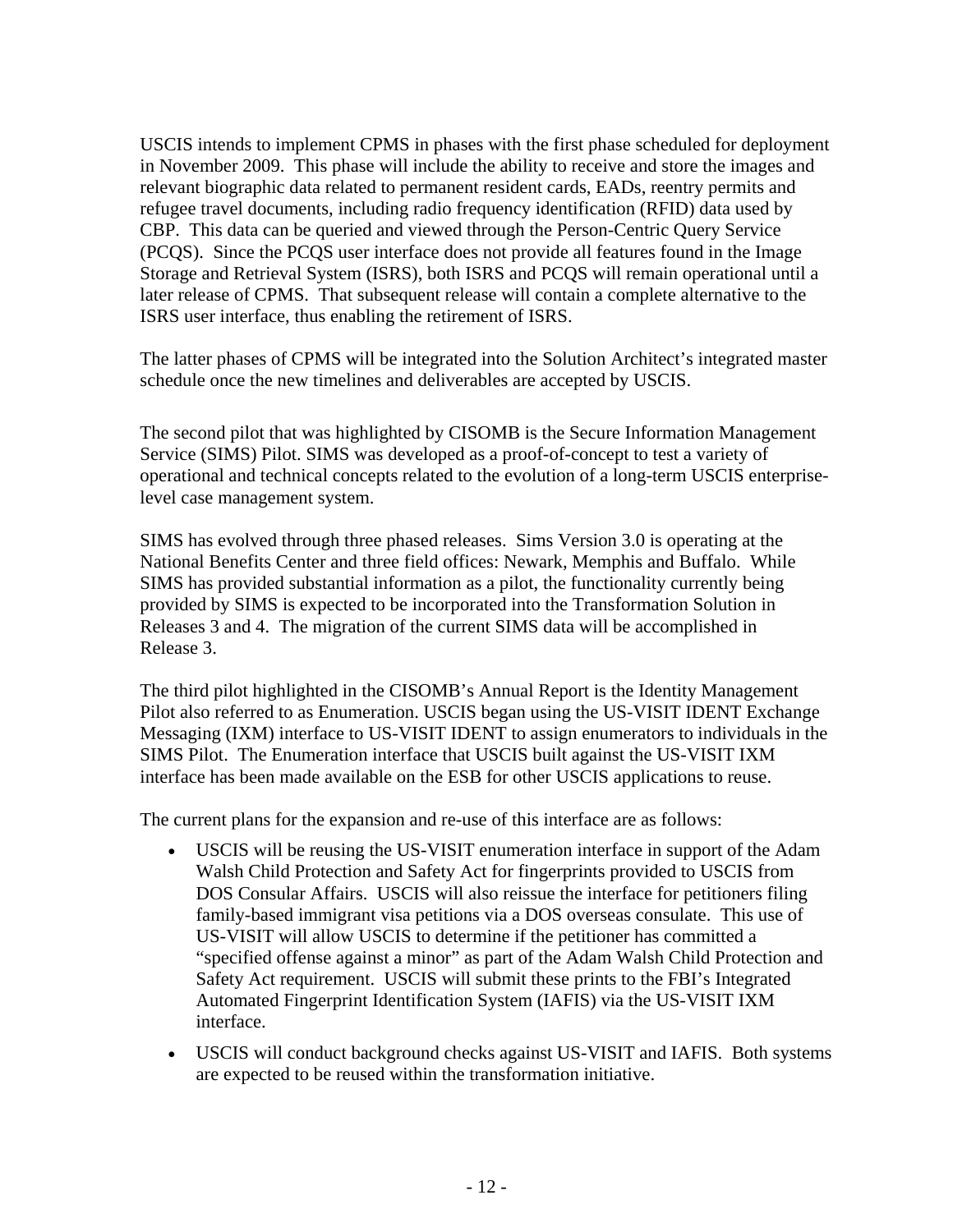USCIS intends to implement CPMS in phases with the first phase scheduled for deployment in November 2009. This phase will include the ability to receive and store the images and relevant biographic data related to permanent resident cards, EADs, reentry permits and refugee travel documents, including radio frequency identification (RFID) data used by CBP. This data can be queried and viewed through the Person-Centric Query Service (PCQS). Since the PCQS user interface does not provide all features found in the Image Storage and Retrieval System (ISRS), both ISRS and PCQS will remain operational until a later release of CPMS. That subsequent release will contain a complete alternative to the ISRS user interface, thus enabling the retirement of ISRS.

The latter phases of CPMS will be integrated into the Solution Architect's integrated master schedule once the new timelines and deliverables are accepted by USCIS.

The second pilot that was highlighted by CISOMB is the Secure Information Management Service (SIMS) Pilot. SIMS was developed as a proof-of-concept to test a variety of operational and technical concepts related to the evolution of a long-term USCIS enterprise-level case management system.

SIMS has evolved through three phased releases. Sims Version 3.0 is operating at the National Benefits Center and three field offices: Newark, Memphis and Buffalo. While SIMS has provided substantial information as a pilot, the functionality currently being provided by SIMS is expected to be incorporated into the Transformation Solution in Releases 3 and 4. The migration of the current SIMS data will be accomplished in Release 3.

The third pilot highlighted in the CISOMB's Annual Report is the Identity Management Pilot also referred to as Enumeration. USCIS began using the US-VISIT IDENT Exchange Messaging (IXM) interface to US-VISIT IDENT to assign enumerators to individuals in the SIMS Pilot. The Enumeration interface that USCIS built against the US-VISIT IXM interface has been made available on the ESB for other USCIS applications to reuse.

The current plans for the expansion and re-use of this interface are as follows:

- USCIS will be reusing the US-VISIT enumeration interface in support of the Adam Walsh Child Protection and Safety Act for fingerprints provided to USCIS from DOS Consular Affairs. USCIS will also reissue the interface for petitioners filing family-based immigrant visa petitions via a DOS overseas consulate. This use of US-VISIT will allow USCIS to determine if the petitioner has committed a "specified offense against a minor" as part of the Adam Walsh Child Protection and Safety Act requirement. USCIS will submit these prints to the FBI's Integrated Automated Fingerprint Identification System (IAFIS) via the US-VISIT IXM interface.
- USCIS will conduct background checks against US-VISIT and IAFIS. Both systems are expected to be reused within the transformation initiative.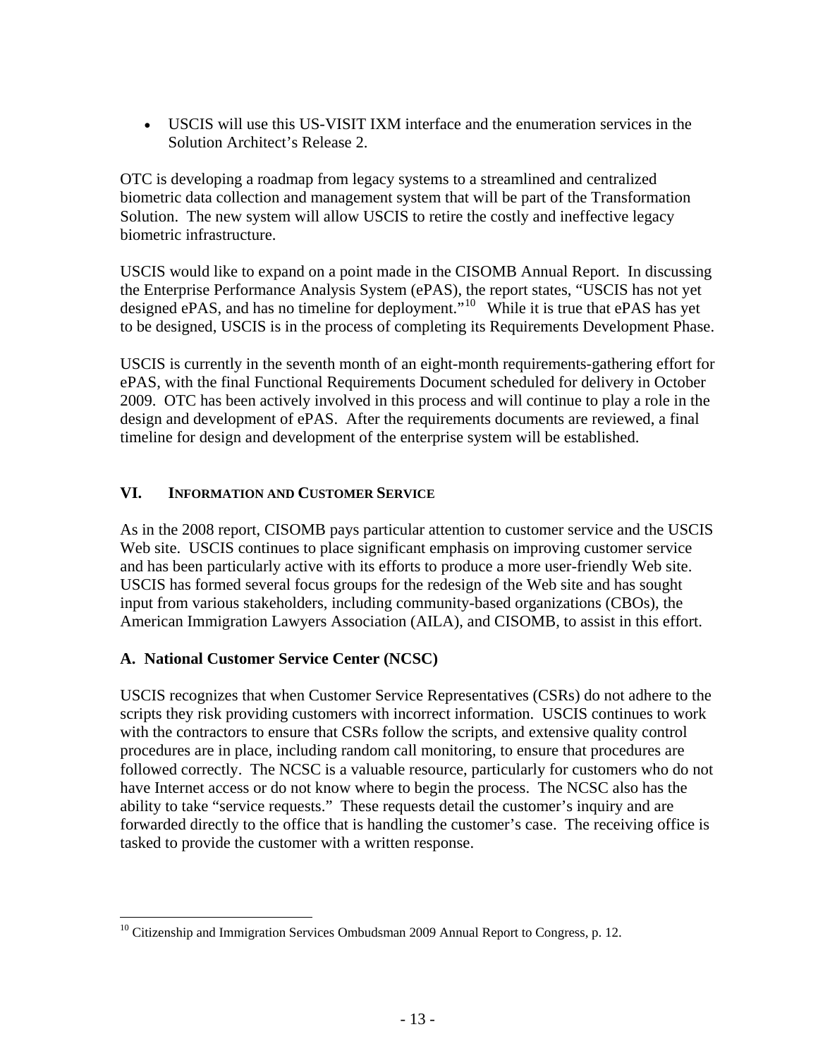- USCIS will use this US-VISIT IXM interface and the enumeration services in the Solution Architect's Release 2.

OTC is developing a roadmap from legacy systems to a streamlined and centralized biometric data collection and management system that will be part of the Transformation Solution. The new system will allow USCIS to retire the costly and ineffective legacy biometric infrastructure.

USCIS would like to expand on a point made in the CISOMB Annual Report. In discussing the Enterprise Performance Analysis System (ePAS), the report states, "USCIS has not yet designed ePAS, and has no timeline for deployment."[10] While it is true that ePAS has yet to be designed, USCIS is in the process of completing its Requirements Development Phase.

USCIS is currently in the seventh month of an eight-month requirements-gathering effort for ePAS, with the final Functional Requirements Document scheduled for delivery in October 2009. OTC has been actively involved in this process and will continue to play a role in the design and development of ePAS. After the requirements documents are reviewed, a final timeline for design and development of the enterprise system will be established.

## VI. INFORMATION AND CUSTOMER SERVICE

As in the 2008 report, CISOMB pays particular attention to customer service and the USCIS Web site. USCIS continues to place significant emphasis on improving customer service and has been particularly active with its efforts to produce a more user-friendly Web site. USCIS has formed several focus groups for the redesign of the Web site and has sought input from various stakeholders, including community-based organizations (CBOs), the American Immigration Lawyers Association (AILA), and CISOMB, to assist in this effort.

### A. National Customer Service Center (NCSC)

USCIS recognizes that when Customer Service Representatives (CSRs) do not adhere to the scripts they risk providing customers with incorrect information. USCIS continues to work with the contractors to ensure that CSRs follow the scripts, and extensive quality control procedures are in place, including random call monitoring, to ensure that procedures are followed correctly. The NCSC is a valuable resource, particularly for customers who do not have Internet access or do not know where to begin the process. The NCSC also has the ability to take "service requests." These requests detail the customer's inquiry and are forwarded directly to the office that is handling the customer's case. The receiving office is tasked to provide the customer with a written response.

---

[10] Citizenship and Immigration Services Ombudsman 2009 Annual Report to Congress, p. 12.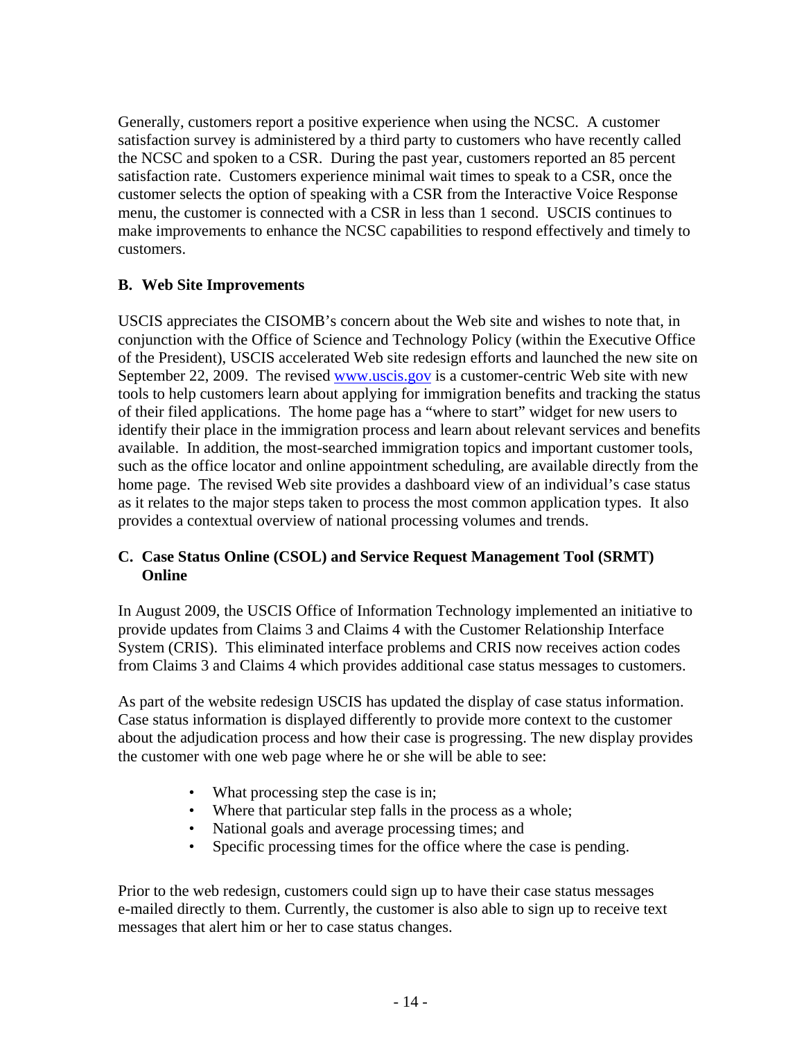Generally, customers report a positive experience when using the NCSC. A customer satisfaction survey is administered by a third party to customers who have recently called the NCSC and spoken to a CSR. During the past year, customers reported an 85 percent satisfaction rate. Customers experience minimal wait times to speak to a CSR, once the customer selects the option of speaking with a CSR from the Interactive Voice Response menu, the customer is connected with a CSR in less than 1 second. USCIS continues to make improvements to enhance the NCSC capabilities to respond effectively and timely to customers.

### B. Web Site Improvements

USCIS appreciates the CISOMB's concern about the Web site and wishes to note that, in conjunction with the Office of Science and Technology Policy (within the Executive Office of the President), USCIS accelerated Web site redesign efforts and launched the new site on September 22, 2009. The revised www.uscis.gov is a customer-centric Web site with new tools to help customers learn about applying for immigration benefits and tracking the status of their filed applications. The home page has a "where to start" widget for new users to identify their place in the immigration process and learn about relevant services and benefits available. In addition, the most-searched immigration topics and important customer tools, such as the office locator and online appointment scheduling, are available directly from the home page. The revised Web site provides a dashboard view of an individual's case status as it relates to the major steps taken to process the most common application types. It also provides a contextual overview of national processing volumes and trends.

### C. Case Status Online (CSOL) and Service Request Management Tool (SRMT) Online

In August 2009, the USCIS Office of Information Technology implemented an initiative to provide updates from Claims 3 and Claims 4 with the Customer Relationship Interface System (CRIS). This eliminated interface problems and CRIS now receives action codes from Claims 3 and Claims 4 which provides additional case status messages to customers.

As part of the website redesign USCIS has updated the display of case status information. Case status information is displayed differently to provide more context to the customer about the adjudication process and how their case is progressing. The new display provides the customer with one web page where he or she will be able to see:

- What processing step the case is in;
- Where that particular step falls in the process as a whole;
- National goals and average processing times; and
- Specific processing times for the office where the case is pending.

Prior to the web redesign, customers could sign up to have their case status messages e-mailed directly to them. Currently, the customer is also able to sign up to receive text messages that alert him or her to case status changes.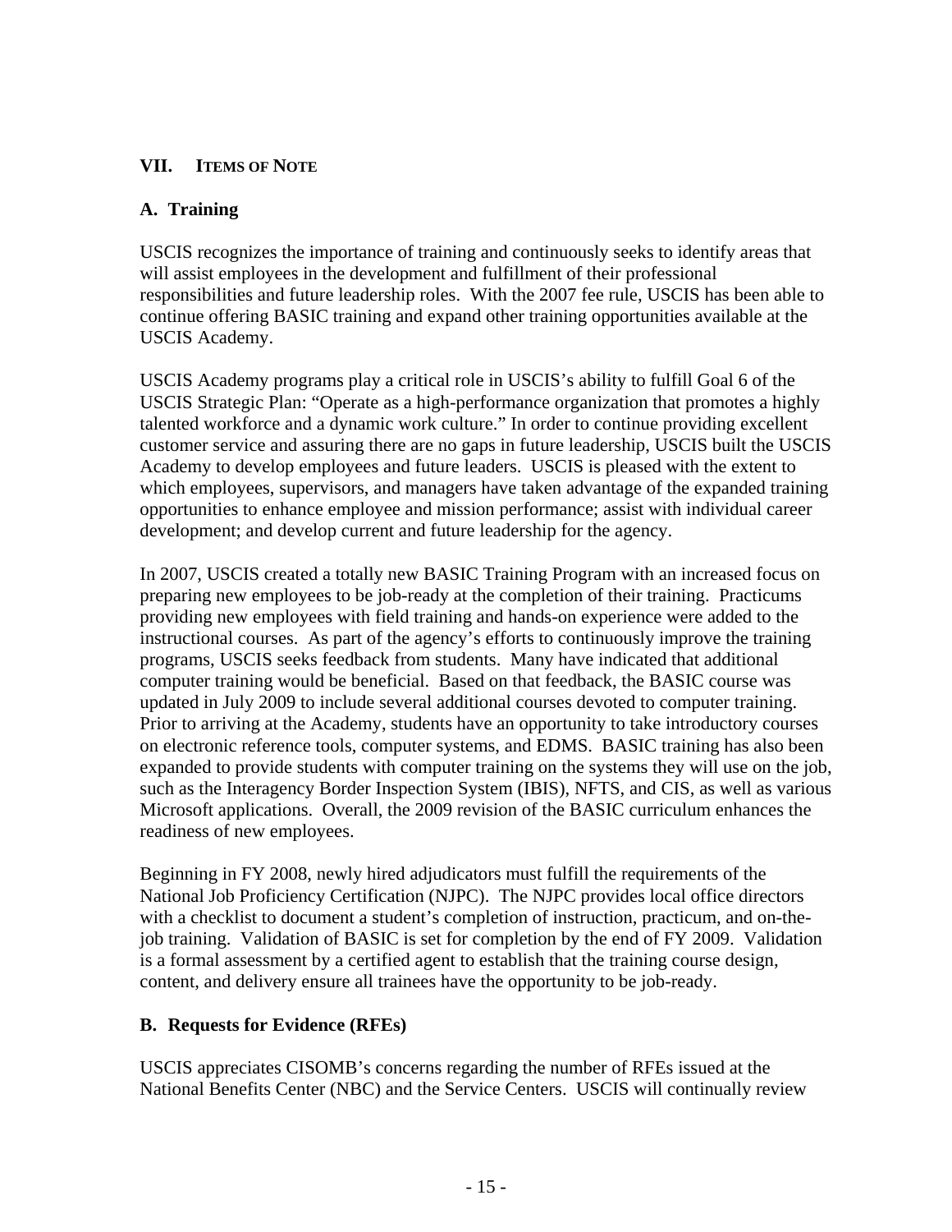## VII. ITEMS OF NOTE

### A. Training

USCIS recognizes the importance of training and continuously seeks to identify areas that will assist employees in the development and fulfillment of their professional responsibilities and future leadership roles. With the 2007 fee rule, USCIS has been able to continue offering BASIC training and expand other training opportunities available at the USCIS Academy.

USCIS Academy programs play a critical role in USCIS's ability to fulfill Goal 6 of the USCIS Strategic Plan: "Operate as a high-performance organization that promotes a highly talented workforce and a dynamic work culture." In order to continue providing excellent customer service and assuring there are no gaps in future leadership, USCIS built the USCIS Academy to develop employees and future leaders. USCIS is pleased with the extent to which employees, supervisors, and managers have taken advantage of the expanded training opportunities to enhance employee and mission performance; assist with individual career development; and develop current and future leadership for the agency.

In 2007, USCIS created a totally new BASIC Training Program with an increased focus on preparing new employees to be job-ready at the completion of their training. Practicums providing new employees with field training and hands-on experience were added to the instructional courses. As part of the agency's efforts to continuously improve the training programs, USCIS seeks feedback from students. Many have indicated that additional computer training would be beneficial. Based on that feedback, the BASIC course was updated in July 2009 to include several additional courses devoted to computer training. Prior to arriving at the Academy, students have an opportunity to take introductory courses on electronic reference tools, computer systems, and EDMS. BASIC training has also been expanded to provide students with computer training on the systems they will use on the job, such as the Interagency Border Inspection System (IBIS), NFTS, and CIS, as well as various Microsoft applications. Overall, the 2009 revision of the BASIC curriculum enhances the readiness of new employees.

Beginning in FY 2008, newly hired adjudicators must fulfill the requirements of the National Job Proficiency Certification (NJPC). The NJPC provides local office directors with a checklist to document a student's completion of instruction, practicum, and on-the-job training. Validation of BASIC is set for completion by the end of FY 2009. Validation is a formal assessment by a certified agent to establish that the training course design, content, and delivery ensure all trainees have the opportunity to be job-ready.

### B. Requests for Evidence (RFEs)

USCIS appreciates CISOMB's concerns regarding the number of RFEs issued at the National Benefits Center (NBC) and the Service Centers. USCIS will continually review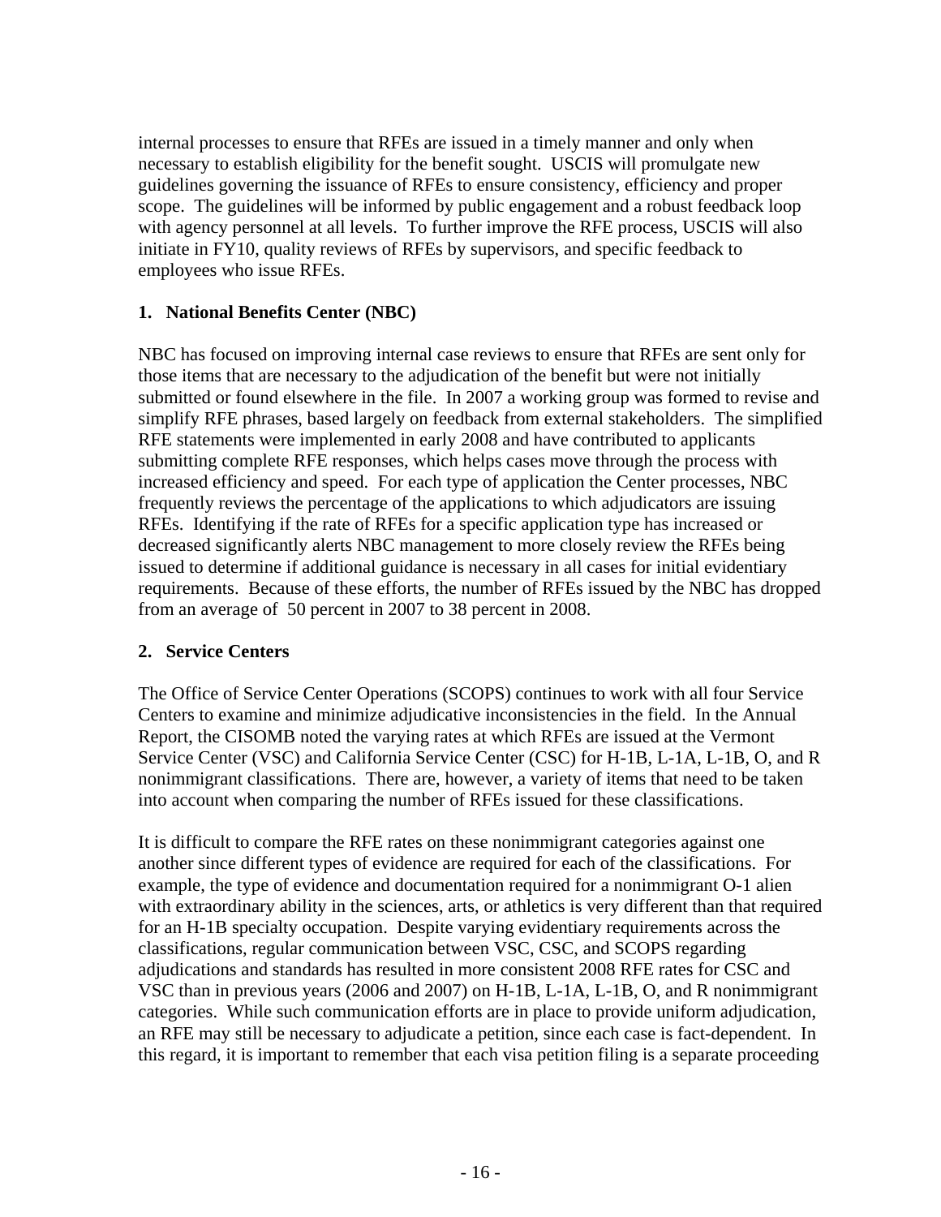internal processes to ensure that RFEs are issued in a timely manner and only when necessary to establish eligibility for the benefit sought. USCIS will promulgate new guidelines governing the issuance of RFEs to ensure consistency, efficiency and proper scope. The guidelines will be informed by public engagement and a robust feedback loop with agency personnel at all levels. To further improve the RFE process, USCIS will also initiate in FY10, quality reviews of RFEs by supervisors, and specific feedback to employees who issue RFEs.

**1. National Benefits Center (NBC)**

NBC has focused on improving internal case reviews to ensure that RFEs are sent only for those items that are necessary to the adjudication of the benefit but were not initially submitted or found elsewhere in the file. In 2007 a working group was formed to revise and simplify RFE phrases, based largely on feedback from external stakeholders. The simplified RFE statements were implemented in early 2008 and have contributed to applicants submitting complete RFE responses, which helps cases move through the process with increased efficiency and speed. For each type of application the Center processes, NBC frequently reviews the percentage of the applications to which adjudicators are issuing RFEs. Identifying if the rate of RFEs for a specific application type has increased or decreased significantly alerts NBC management to more closely review the RFEs being issued to determine if additional guidance is necessary in all cases for initial evidentiary requirements. Because of these efforts, the number of RFEs issued by the NBC has dropped from an average of 50 percent in 2007 to 38 percent in 2008.

**2. Service Centers**

The Office of Service Center Operations (SCOPS) continues to work with all four Service Centers to examine and minimize adjudicative inconsistencies in the field. In the Annual Report, the CISOMB noted the varying rates at which RFEs are issued at the Vermont Service Center (VSC) and California Service Center (CSC) for H-1B, L-1A, L-1B, O, and R nonimmigrant classifications. There are, however, a variety of items that need to be taken into account when comparing the number of RFEs issued for these classifications.

It is difficult to compare the RFE rates on these nonimmigrant categories against one another since different types of evidence are required for each of the classifications. For example, the type of evidence and documentation required for a nonimmigrant O-1 alien with extraordinary ability in the sciences, arts, or athletics is very different than that required for an H-1B specialty occupation. Despite varying evidentiary requirements across the classifications, regular communication between VSC, CSC, and SCOPS regarding adjudications and standards has resulted in more consistent 2008 RFE rates for CSC and VSC than in previous years (2006 and 2007) on H-1B, L-1A, L-1B, O, and R nonimmigrant categories. While such communication efforts are in place to provide uniform adjudication, an RFE may still be necessary to adjudicate a petition, since each case is fact-dependent. In this regard, it is important to remember that each visa petition filing is a separate proceeding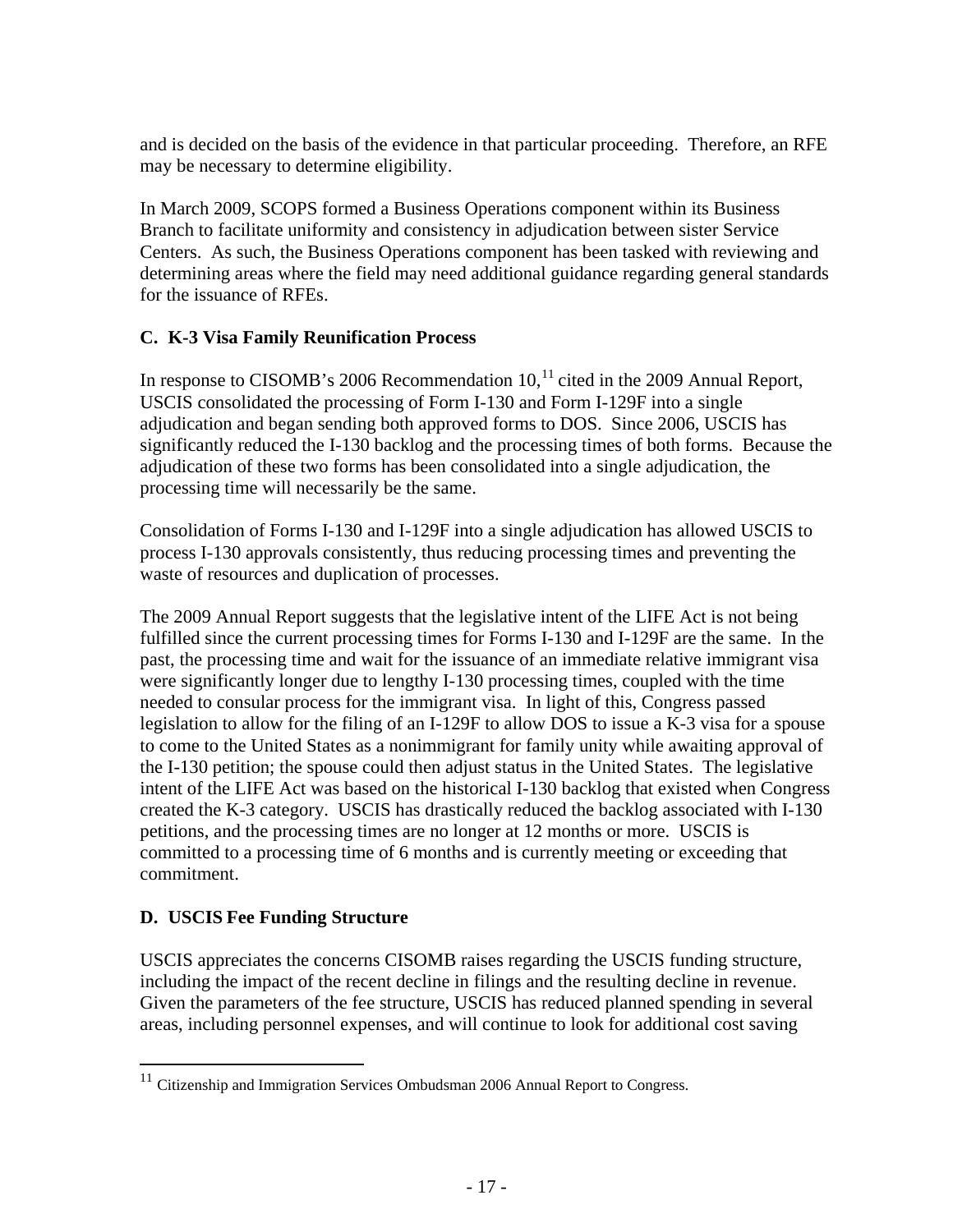and is decided on the basis of the evidence in that particular proceeding. Therefore, an RFE may be necessary to determine eligibility.

In March 2009, SCOPS formed a Business Operations component within its Business Branch to facilitate uniformity and consistency in adjudication between sister Service Centers. As such, the Business Operations component has been tasked with reviewing and determining areas where the field may need additional guidance regarding general standards for the issuance of RFEs.

### C. K-3 Visa Family Reunification Process

In response to CISOMB's 2006 Recommendation 10,[11] cited in the 2009 Annual Report, USCIS consolidated the processing of Form I-130 and Form I-129F into a single adjudication and began sending both approved forms to DOS. Since 2006, USCIS has significantly reduced the I-130 backlog and the processing times of both forms. Because the adjudication of these two forms has been consolidated into a single adjudication, the processing time will necessarily be the same.

Consolidation of Forms I-130 and I-129F into a single adjudication has allowed USCIS to process I-130 approvals consistently, thus reducing processing times and preventing the waste of resources and duplication of processes.

The 2009 Annual Report suggests that the legislative intent of the LIFE Act is not being fulfilled since the current processing times for Forms I-130 and I-129F are the same. In the past, the processing time and wait for the issuance of an immediate relative immigrant visa were significantly longer due to lengthy I-130 processing times, coupled with the time needed to consular process for the immigrant visa. In light of this, Congress passed legislation to allow for the filing of an I-129F to allow DOS to issue a K-3 visa for a spouse to come to the United States as a nonimmigrant for family unity while awaiting approval of the I-130 petition; the spouse could then adjust status in the United States. The legislative intent of the LIFE Act was based on the historical I-130 backlog that existed when Congress created the K-3 category. USCIS has drastically reduced the backlog associated with I-130 petitions, and the processing times are no longer at 12 months or more. USCIS is committed to a processing time of 6 months and is currently meeting or exceeding that commitment.

### D. USCIS Fee Funding Structure

USCIS appreciates the concerns CISOMB raises regarding the USCIS funding structure, including the impact of the recent decline in filings and the resulting decline in revenue. Given the parameters of the fee structure, USCIS has reduced planned spending in several areas, including personnel expenses, and will continue to look for additional cost saving

[11] Citizenship and Immigration Services Ombudsman 2006 Annual Report to Congress.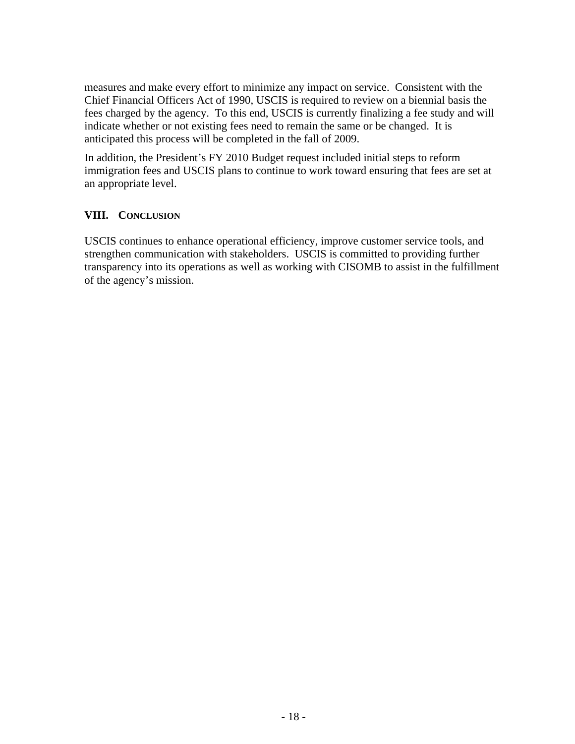measures and make every effort to minimize any impact on service. Consistent with the Chief Financial Officers Act of 1990, USCIS is required to review on a biennial basis the fees charged by the agency. To this end, USCIS is currently finalizing a fee study and will indicate whether or not existing fees need to remain the same or be changed. It is anticipated this process will be completed in the fall of 2009.

In addition, the President's FY 2010 Budget request included initial steps to reform immigration fees and USCIS plans to continue to work toward ensuring that fees are set at an appropriate level.

## VIII. CONCLUSION

USCIS continues to enhance operational efficiency, improve customer service tools, and strengthen communication with stakeholders. USCIS is committed to providing further transparency into its operations as well as working with CISOMB to assist in the fulfillment of the agency's mission.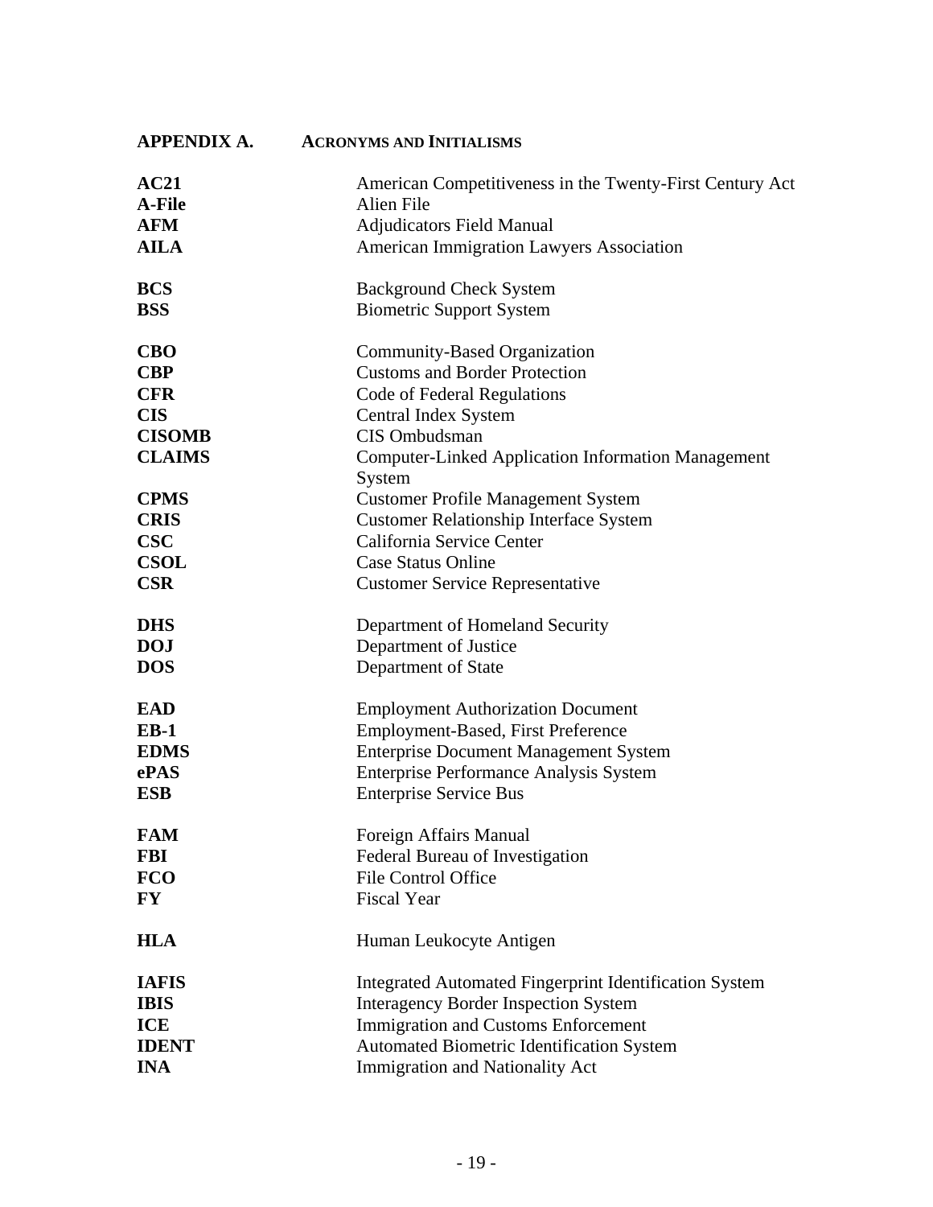## APPENDIX A. ACRONYMS AND INITIALISMS

| | |
|---|---|
| **AC21** | American Competitiveness in the Twenty-First Century Act |
| **A-File** | Alien File |
| **AFM** | Adjudicators Field Manual |
| **AILA** | American Immigration Lawyers Association |
| | |
| **BCS** | Background Check System |
| **BSS** | Biometric Support System |
| | |
| **CBO** | Community-Based Organization |
| **CBP** | Customs and Border Protection |
| **CFR** | Code of Federal Regulations |
| **CIS** | Central Index System |
| **CISOMB** | CIS Ombudsman |
| **CLAIMS** | Computer-Linked Application Information Management System |
| **CPMS** | Customer Profile Management System |
| **CRIS** | Customer Relationship Interface System |
| **CSC** | California Service Center |
| **CSOL** | Case Status Online |
| **CSR** | Customer Service Representative |
| | |
| **DHS** | Department of Homeland Security |
| **DOJ** | Department of Justice |
| **DOS** | Department of State |
| | |
| **EAD** | Employment Authorization Document |
| **EB-1** | Employment-Based, First Preference |
| **EDMS** | Enterprise Document Management System |
| **ePAS** | Enterprise Performance Analysis System |
| **ESB** | Enterprise Service Bus |
| | |
| **FAM** | Foreign Affairs Manual |
| **FBI** | Federal Bureau of Investigation |
| **FCO** | File Control Office |
| **FY** | Fiscal Year |
| | |
| **HLA** | Human Leukocyte Antigen |
| | |
| **IAFIS** | Integrated Automated Fingerprint Identification System |
| **IBIS** | Interagency Border Inspection System |
| **ICE** | Immigration and Customs Enforcement |
| **IDENT** | Automated Biometric Identification System |
| **INA** | Immigration and Nationality Act |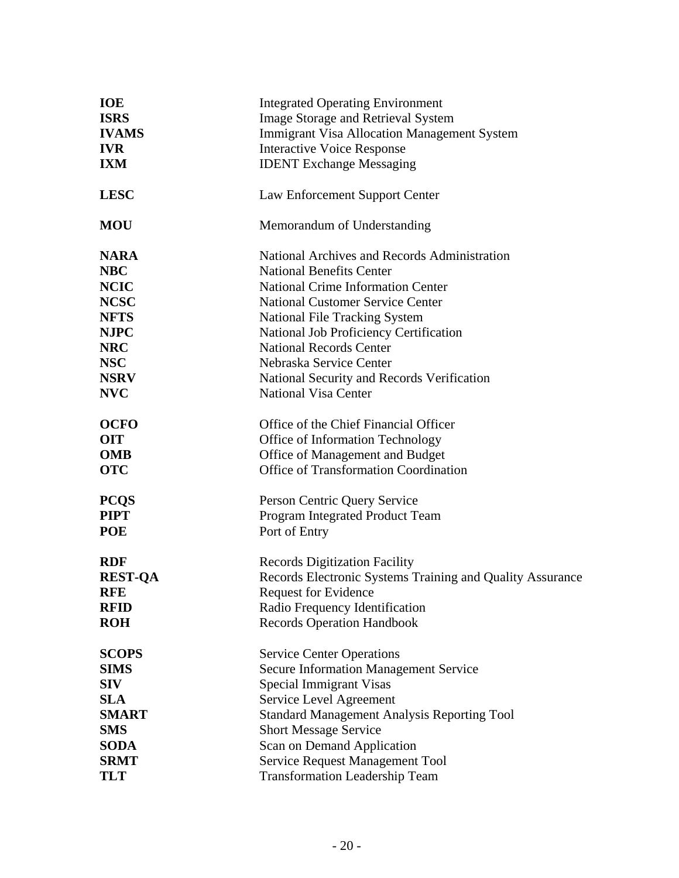| | |
|---|---|
| **IOE** | Integrated Operating Environment |
| **ISRS** | Image Storage and Retrieval System |
| **IVAMS** | Immigrant Visa Allocation Management System |
| **IVR** | Interactive Voice Response |
| **IXM** | IDENT Exchange Messaging |
| | |
| **LESC** | Law Enforcement Support Center |
| | |
| **MOU** | Memorandum of Understanding |
| | |
| **NARA** | National Archives and Records Administration |
| **NBC** | National Benefits Center |
| **NCIC** | National Crime Information Center |
| **NCSC** | National Customer Service Center |
| **NFTS** | National File Tracking System |
| **NJPC** | National Job Proficiency Certification |
| **NRC** | National Records Center |
| **NSC** | Nebraska Service Center |
| **NSRV** | National Security and Records Verification |
| **NVC** | National Visa Center |
| | |
| **OCFO** | Office of the Chief Financial Officer |
| **OIT** | Office of Information Technology |
| **OMB** | Office of Management and Budget |
| **OTC** | Office of Transformation Coordination |
| | |
| **PCQS** | Person Centric Query Service |
| **PIPT** | Program Integrated Product Team |
| **POE** | Port of Entry |
| | |
| **RDF** | Records Digitization Facility |
| **REST-QA** | Records Electronic Systems Training and Quality Assurance |
| **RFE** | Request for Evidence |
| **RFID** | Radio Frequency Identification |
| **ROH** | Records Operation Handbook |
| | |
| **SCOPS** | Service Center Operations |
| **SIMS** | Secure Information Management Service |
| **SIV** | Special Immigrant Visas |
| **SLA** | Service Level Agreement |
| **SMART** | Standard Management Analysis Reporting Tool |
| **SMS** | Short Message Service |
| **SODA** | Scan on Demand Application |
| **SRMT** | Service Request Management Tool |
| **TLT** | Transformation Leadership Team |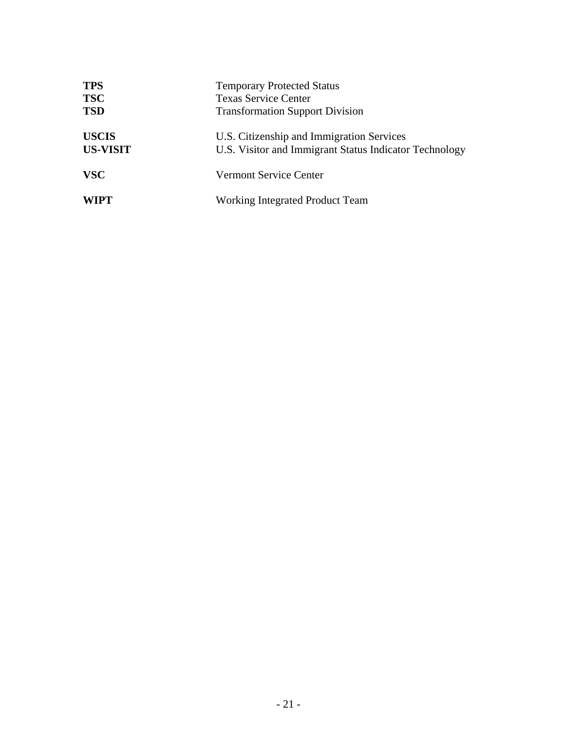| | |
|---|---|
| **TPS** | Temporary Protected Status |
| **TSC** | Texas Service Center |
| **TSD** | Transformation Support Division |
| | |
| **USCIS** | U.S. Citizenship and Immigration Services |
| **US-VISIT** | U.S. Visitor and Immigrant Status Indicator Technology |
| | |
| **VSC** | Vermont Service Center |
| | |
| **WIPT** | Working Integrated Product Team |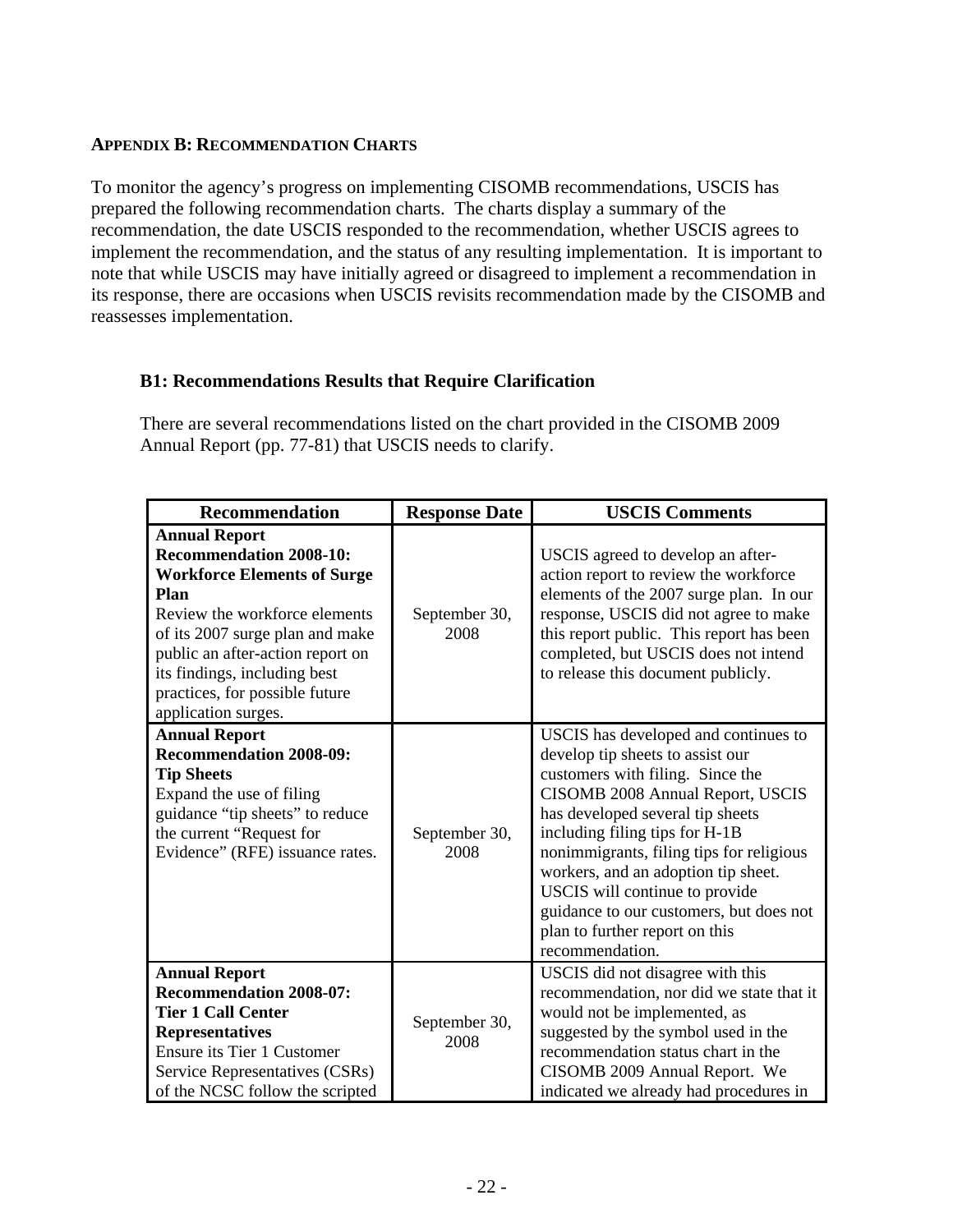## APPENDIX B: RECOMMENDATION CHARTS

To monitor the agency's progress on implementing CISOMB recommendations, USCIS has prepared the following recommendation charts. The charts display a summary of the recommendation, the date USCIS responded to the recommendation, whether USCIS agrees to implement the recommendation, and the status of any resulting implementation. It is important to note that while USCIS may have initially agreed or disagreed to implement a recommendation in its response, there are occasions when USCIS revisits recommendation made by the CISOMB and reassesses implementation.

### B1: Recommendations Results that Require Clarification

There are several recommendations listed on the chart provided in the CISOMB 2009 Annual Report (pp. 77-81) that USCIS needs to clarify.

| Recommendation | Response Date | USCIS Comments |
|---|---|---|
| **Annual Report Recommendation 2008-10: Workforce Elements of Surge Plan** Review the workforce elements of its 2007 surge plan and make public an after-action report on its findings, including best practices, for possible future application surges. | September 30, 2008 | USCIS agreed to develop an after-action report to review the workforce elements of the 2007 surge plan. In our response, USCIS did not agree to make this report public. This report has been completed, but USCIS does not intend to release this document publicly. |
| **Annual Report Recommendation 2008-09: Tip Sheets** Expand the use of filing guidance "tip sheets" to reduce the current "Request for Evidence" (RFE) issuance rates. | September 30, 2008 | USCIS has developed and continues to develop tip sheets to assist our customers with filing. Since the CISOMB 2008 Annual Report, USCIS has developed several tip sheets including filing tips for H-1B nonimmigrants, filing tips for religious workers, and an adoption tip sheet. USCIS will continue to provide guidance to our customers, but does not plan to further report on this recommendation. |
| **Annual Report Recommendation 2008-07: Tier 1 Call Center Representatives** Ensure its Tier 1 Customer Service Representatives (CSRs) of the NCSC follow the scripted | September 30, 2008 | USCIS did not disagree with this recommendation, nor did we state that it would not be implemented, as suggested by the symbol used in the recommendation status chart in the CISOMB 2009 Annual Report. We indicated we already had procedures in |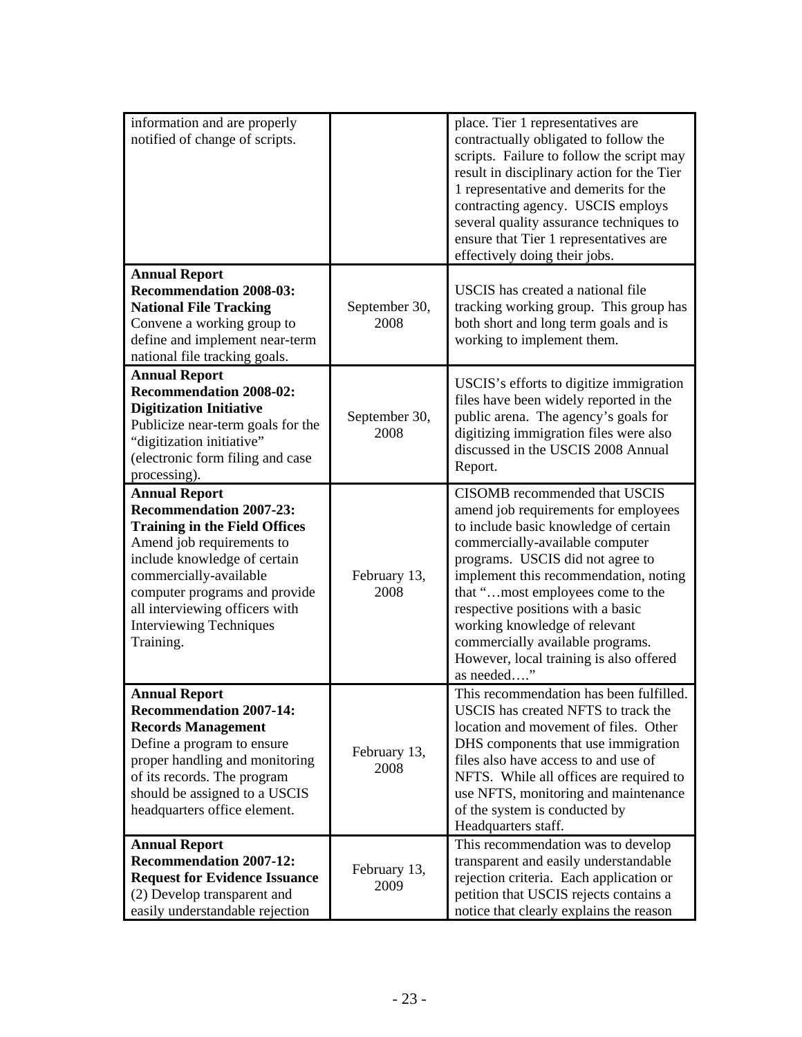| | | |
|---|---|---|
| information and are properly notified of change of scripts. | | place. Tier 1 representatives are contractually obligated to follow the scripts. Failure to follow the script may result in disciplinary action for the Tier 1 representative and demerits for the contracting agency. USCIS employs several quality assurance techniques to ensure that Tier 1 representatives are effectively doing their jobs. |
| **Annual Report Recommendation 2008-03: National File Tracking** Convene a working group to define and implement near-term national file tracking goals. | September 30, 2008 | USCIS has created a national file tracking working group. This group has both short and long term goals and is working to implement them. |
| **Annual Report Recommendation 2008-02: Digitization Initiative** Publicize near-term goals for the "digitization initiative" (electronic form filing and case processing). | September 30, 2008 | USCIS's efforts to digitize immigration files have been widely reported in the public arena. The agency's goals for digitizing immigration files were also discussed in the USCIS 2008 Annual Report. |
| **Annual Report Recommendation 2007-23: Training in the Field Offices** Amend job requirements to include knowledge of certain commercially-available computer programs and provide all interviewing officers with Interviewing Techniques Training. | February 13, 2008 | CISOMB recommended that USCIS amend job requirements for employees to include basic knowledge of certain commercially-available computer programs. USCIS did not agree to implement this recommendation, noting that "…most employees come to the respective positions with a basic working knowledge of relevant commercially available programs. However, local training is also offered as needed…." |
| **Annual Report Recommendation 2007-14: Records Management** Define a program to ensure proper handling and monitoring of its records. The program should be assigned to a USCIS headquarters office element. | February 13, 2008 | This recommendation has been fulfilled. USCIS has created NFTS to track the location and movement of files. Other DHS components that use immigration files also have access to and use of NFTS. While all offices are required to use NFTS, monitoring and maintenance of the system is conducted by Headquarters staff. |
| **Annual Report Recommendation 2007-12: Request for Evidence Issuance** (2) Develop transparent and easily understandable rejection | February 13, 2009 | This recommendation was to develop transparent and easily understandable rejection criteria. Each application or petition that USCIS rejects contains a notice that clearly explains the reason |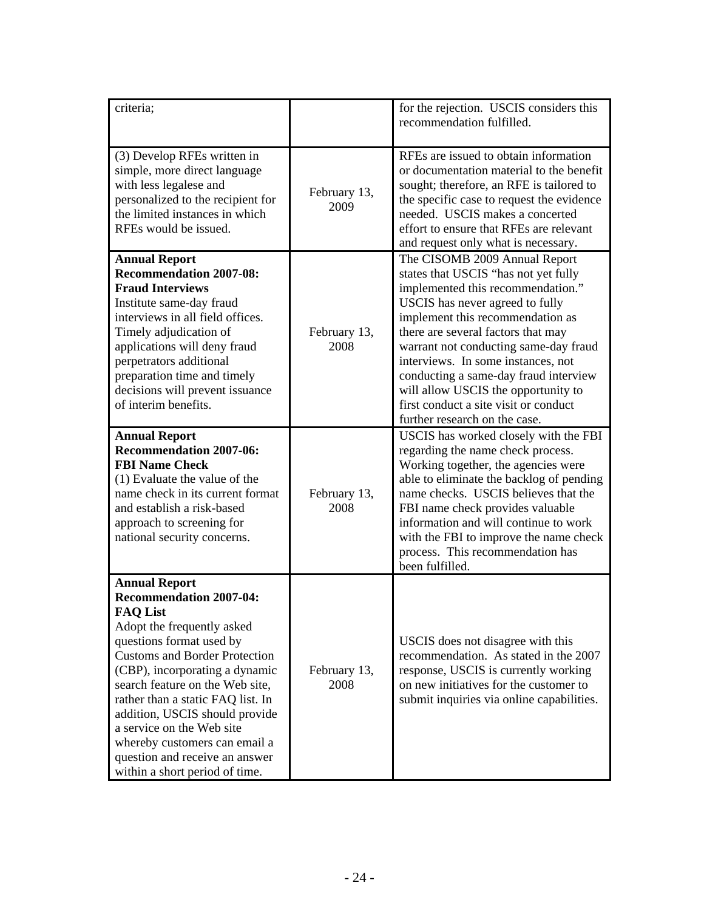| | | |
|---|---|---|
| criteria; | | for the rejection. USCIS considers this recommendation fulfilled. |
| (3) Develop RFEs written in simple, more direct language with less legalese and personalized to the recipient for the limited instances in which RFEs would be issued. | February 13, 2009 | RFEs are issued to obtain information or documentation material to the benefit sought; therefore, an RFE is tailored to the specific case to request the evidence needed. USCIS makes a concerted effort to ensure that RFEs are relevant and request only what is necessary. |
| **Annual Report Recommendation 2007-08: Fraud Interviews** Institute same-day fraud interviews in all field offices. Timely adjudication of applications will deny fraud perpetrators additional preparation time and timely decisions will prevent issuance of interim benefits. | February 13, 2008 | The CISOMB 2009 Annual Report states that USCIS "has not yet fully implemented this recommendation." USCIS has never agreed to fully implement this recommendation as there are several factors that may warrant not conducting same-day fraud interviews. In some instances, not conducting a same-day fraud interview will allow USCIS the opportunity to first conduct a site visit or conduct further research on the case. |
| **Annual Report Recommendation 2007-06: FBI Name Check** (1) Evaluate the value of the name check in its current format and establish a risk-based approach to screening for national security concerns. | February 13, 2008 | USCIS has worked closely with the FBI regarding the name check process. Working together, the agencies were able to eliminate the backlog of pending name checks. USCIS believes that the FBI name check provides valuable information and will continue to work with the FBI to improve the name check process. This recommendation has been fulfilled. |
| **Annual Report Recommendation 2007-04: FAQ List** Adopt the frequently asked questions format used by Customs and Border Protection (CBP), incorporating a dynamic search feature on the Web site, rather than a static FAQ list. In addition, USCIS should provide a service on the Web site whereby customers can email a question and receive an answer within a short period of time. | February 13, 2008 | USCIS does not disagree with this recommendation. As stated in the 2007 response, USCIS is currently working on new initiatives for the customer to submit inquiries via online capabilities. |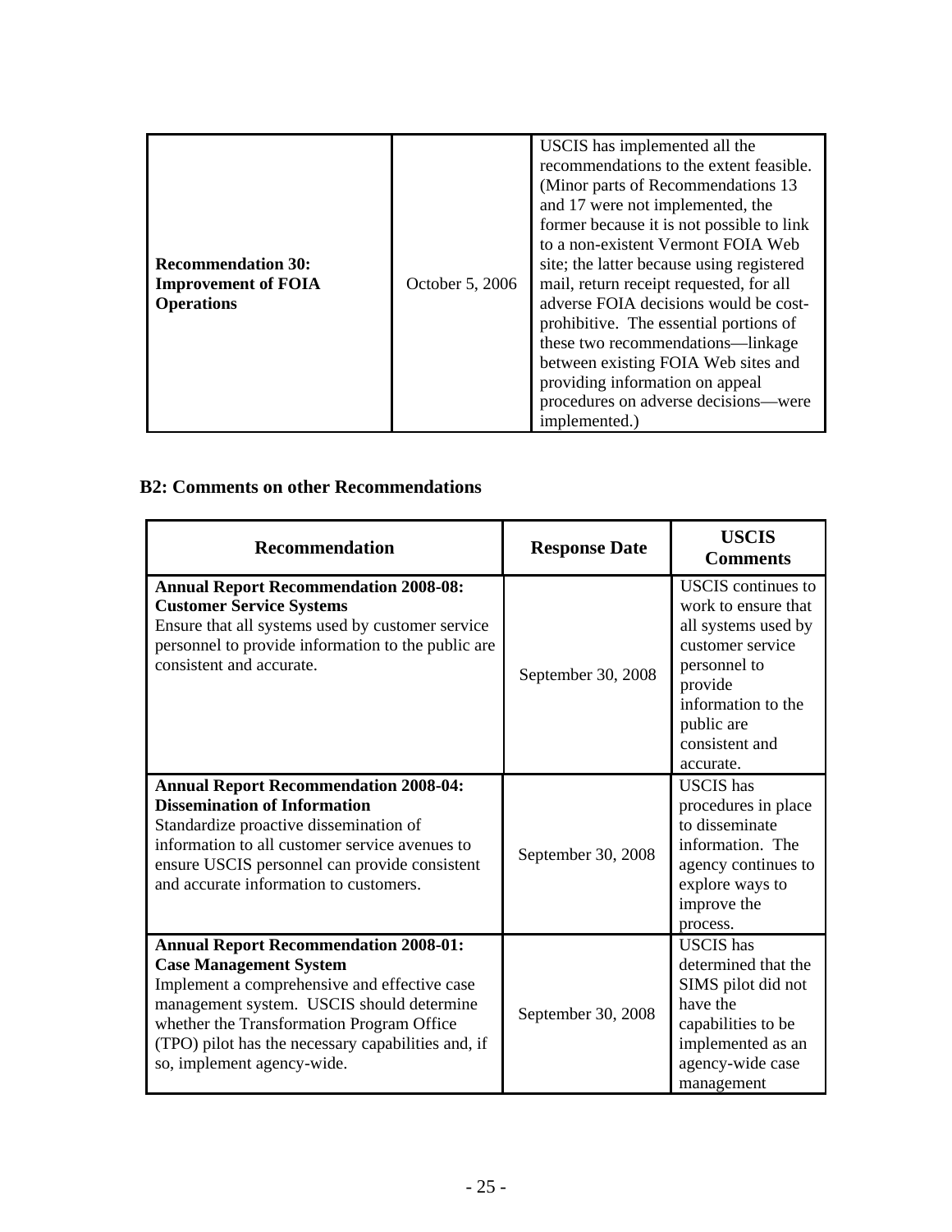| | | |
|---|---|---|
| **Recommendation 30: Improvement of FOIA Operations** | October 5, 2006 | USCIS has implemented all the recommendations to the extent feasible. (Minor parts of Recommendations 13 and 17 were not implemented, the former because it is not possible to link to a non-existent Vermont FOIA Web site; the latter because using registered mail, return receipt requested, for all adverse FOIA decisions would be cost-prohibitive. The essential portions of these two recommendations—linkage between existing FOIA Web sites and providing information on appeal procedures on adverse decisions—were implemented.) |

### B2: Comments on other Recommendations

| Recommendation | Response Date | USCIS Comments |
|---|---|---|
| **Annual Report Recommendation 2008-08: Customer Service Systems** Ensure that all systems used by customer service personnel to provide information to the public are consistent and accurate. | September 30, 2008 | USCIS continues to work to ensure that all systems used by customer service personnel to provide information to the public are consistent and accurate. |
| **Annual Report Recommendation 2008-04: Dissemination of Information** Standardize proactive dissemination of information to all customer service avenues to ensure USCIS personnel can provide consistent and accurate information to customers. | September 30, 2008 | USCIS has procedures in place to disseminate information. The agency continues to explore ways to improve the process. |
| **Annual Report Recommendation 2008-01: Case Management System** Implement a comprehensive and effective case management system. USCIS should determine whether the Transformation Program Office (TPO) pilot has the necessary capabilities and, if so, implement agency-wide. | September 30, 2008 | USCIS has determined that the SIMS pilot did not have the capabilities to be implemented as an agency-wide case management |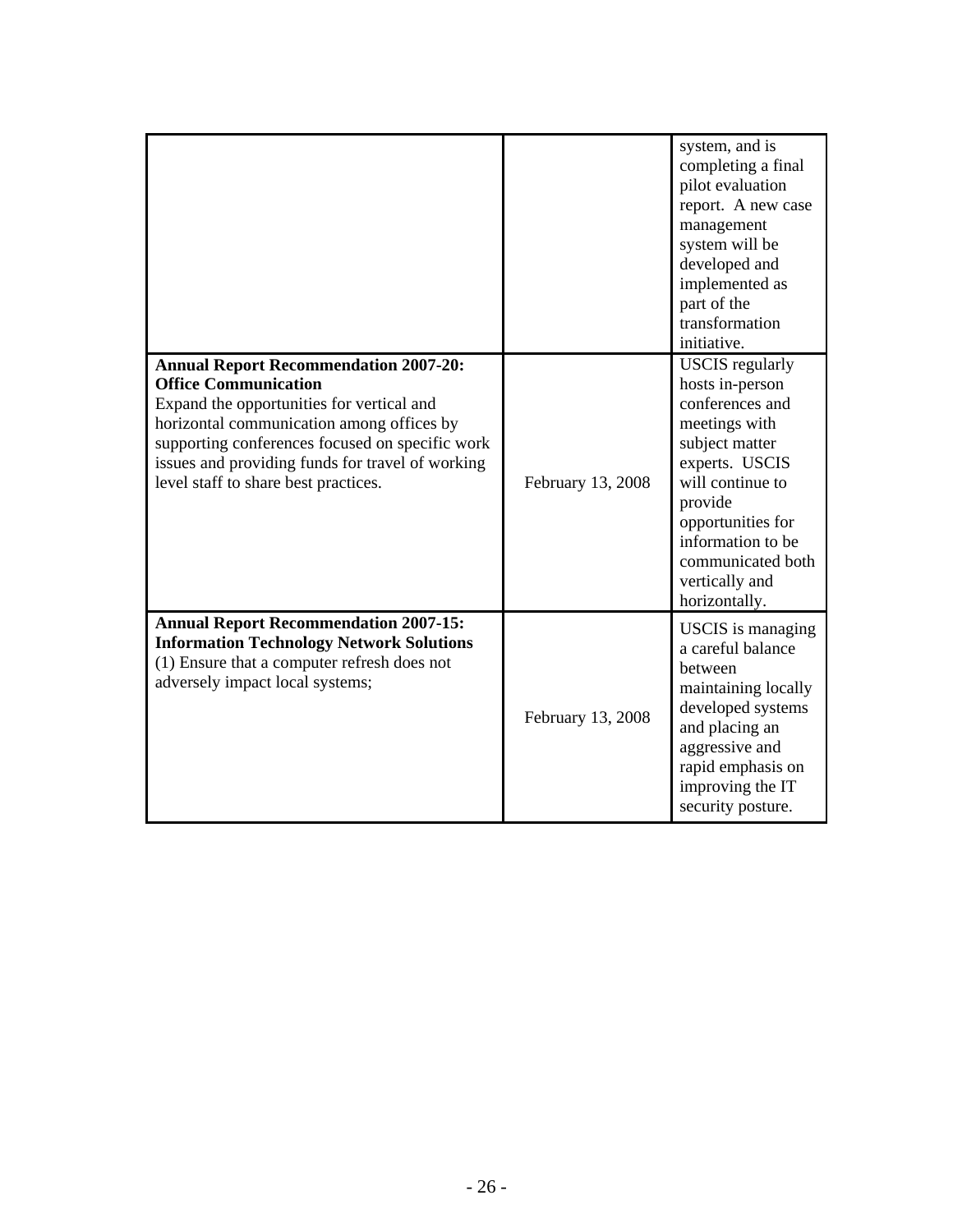| | | |
|---|---|---|
| | | system, and is completing a final pilot evaluation report. A new case management system will be developed and implemented as part of the transformation initiative. |
| **Annual Report Recommendation 2007-20: Office Communication** Expand the opportunities for vertical and horizontal communication among offices by supporting conferences focused on specific work issues and providing funds for travel of working level staff to share best practices. | February 13, 2008 | USCIS regularly hosts in-person conferences and meetings with subject matter experts. USCIS will continue to provide opportunities for information to be communicated both vertically and horizontally. |
| **Annual Report Recommendation 2007-15: Information Technology Network Solutions** (1) Ensure that a computer refresh does not adversely impact local systems; | February 13, 2008 | USCIS is managing a careful balance between maintaining locally developed systems and placing an aggressive and rapid emphasis on improving the IT security posture. |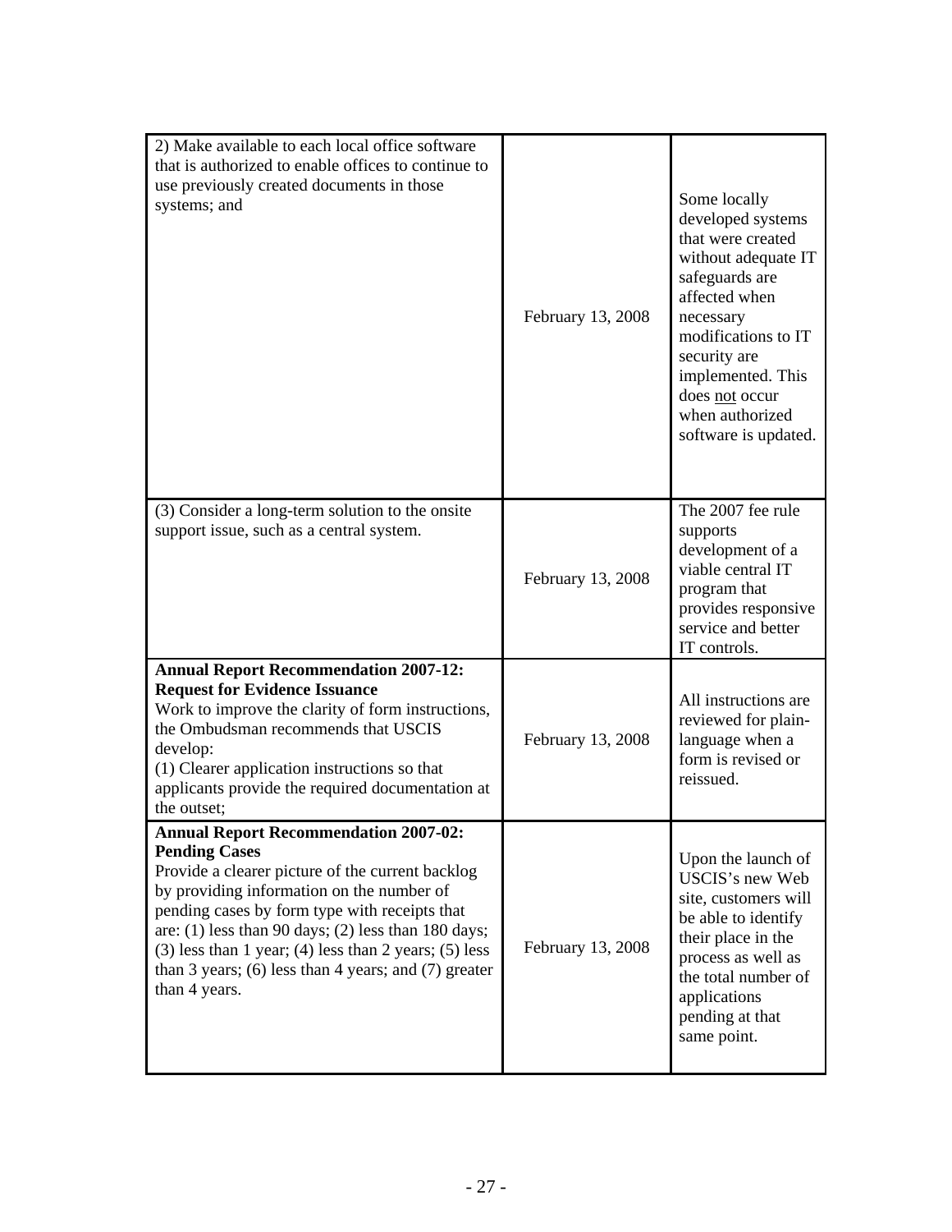| | | |
|---|---|---|
| 2) Make available to each local office software that is authorized to enable offices to continue to use previously created documents in those systems; and | February 13, 2008 | Some locally developed systems that were created without adequate IT safeguards are affected when necessary modifications to IT security are implemented. This does not occur when authorized software is updated. |
| (3) Consider a long-term solution to the onsite support issue, such as a central system. | February 13, 2008 | The 2007 fee rule supports development of a viable central IT program that provides responsive service and better IT controls. |
| **Annual Report Recommendation 2007-12: Request for Evidence Issuance** Work to improve the clarity of form instructions, the Ombudsman recommends that USCIS develop: (1) Clearer application instructions so that applicants provide the required documentation at the outset; | February 13, 2008 | All instructions are reviewed for plain-language when a form is revised or reissued. |
| **Annual Report Recommendation 2007-02: Pending Cases** Provide a clearer picture of the current backlog by providing information on the number of pending cases by form type with receipts that are: (1) less than 90 days; (2) less than 180 days; (3) less than 1 year; (4) less than 2 years; (5) less than 3 years; (6) less than 4 years; and (7) greater than 4 years. | February 13, 2008 | Upon the launch of USCIS's new Web site, customers will be able to identify their place in the process as well as the total number of applications pending at that same point. |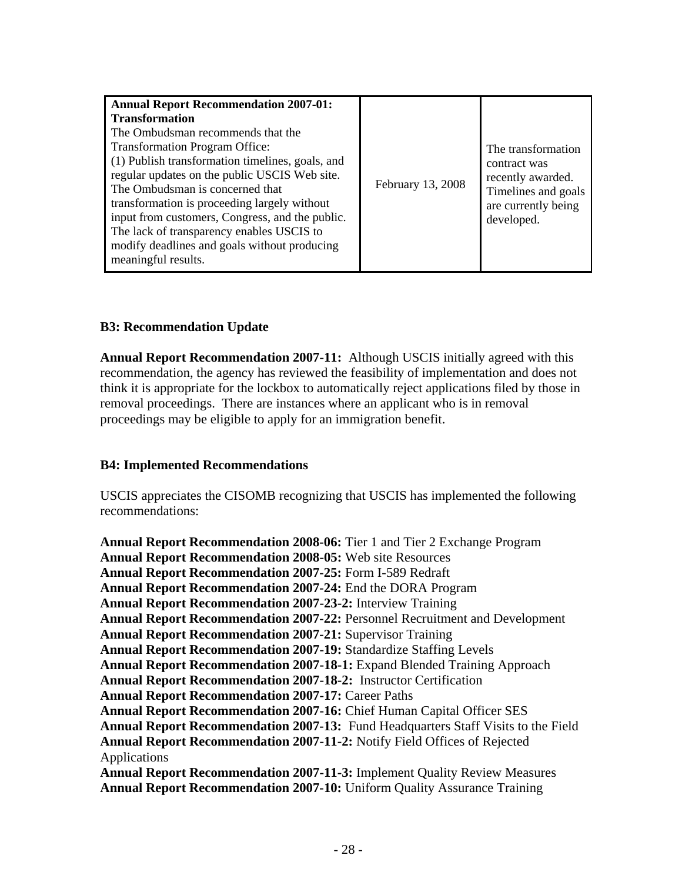| Annual Report Recommendation 2007-01: Transformation<br>The Ombudsman recommends that the Transformation Program Office:<br>(1) Publish transformation timelines, goals, and regular updates on the public USCIS Web site. The Ombudsman is concerned that transformation is proceeding largely without input from customers, Congress, and the public. The lack of transparency enables USCIS to modify deadlines and goals without producing meaningful results. | February 13, 2008 | The transformation contract was recently awarded. Timelines and goals are currently being developed. |
|---|---|---|

### B3: Recommendation Update

**Annual Report Recommendation 2007-11:** Although USCIS initially agreed with this recommendation, the agency has reviewed the feasibility of implementation and does not think it is appropriate for the lockbox to automatically reject applications filed by those in removal proceedings. There are instances where an applicant who is in removal proceedings may be eligible to apply for an immigration benefit.

### B4: Implemented Recommendations

USCIS appreciates the CISOMB recognizing that USCIS has implemented the following recommendations:

**Annual Report Recommendation 2008-06:** Tier 1 and Tier 2 Exchange Program
**Annual Report Recommendation 2008-05:** Web site Resources
**Annual Report Recommendation 2007-25:** Form I-589 Redraft
**Annual Report Recommendation 2007-24:** End the DORA Program
**Annual Report Recommendation 2007-23-2:** Interview Training
**Annual Report Recommendation 2007-22:** Personnel Recruitment and Development
**Annual Report Recommendation 2007-21:** Supervisor Training
**Annual Report Recommendation 2007-19:** Standardize Staffing Levels
**Annual Report Recommendation 2007-18-1:** Expand Blended Training Approach
**Annual Report Recommendation 2007-18-2:** Instructor Certification
**Annual Report Recommendation 2007-17:** Career Paths
**Annual Report Recommendation 2007-16:** Chief Human Capital Officer SES
**Annual Report Recommendation 2007-13:** Fund Headquarters Staff Visits to the Field
**Annual Report Recommendation 2007-11-2:** Notify Field Offices of Rejected Applications
**Annual Report Recommendation 2007-11-3:** Implement Quality Review Measures
**Annual Report Recommendation 2007-10:** Uniform Quality Assurance Training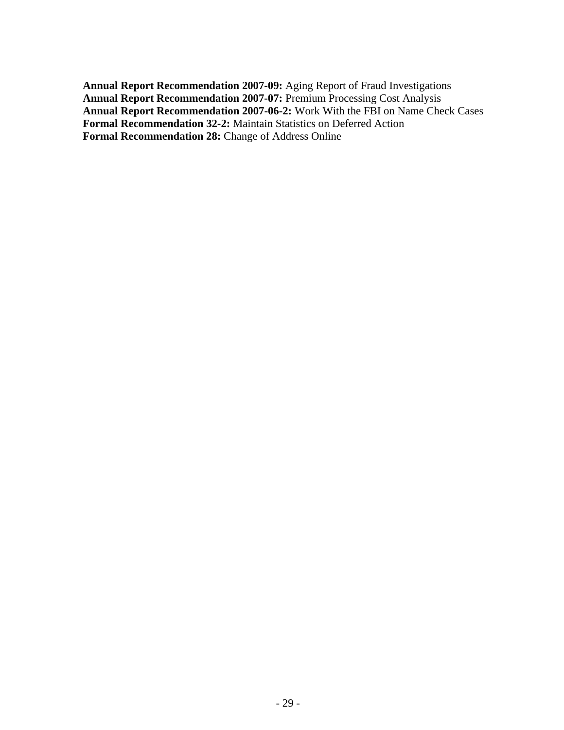**Annual Report Recommendation 2007-09:** Aging Report of Fraud Investigations
**Annual Report Recommendation 2007-07:** Premium Processing Cost Analysis
**Annual Report Recommendation 2007-06-2:** Work With the FBI on Name Check Cases
**Formal Recommendation 32-2:** Maintain Statistics on Deferred Action
**Formal Recommendation 28:** Change of Address Online